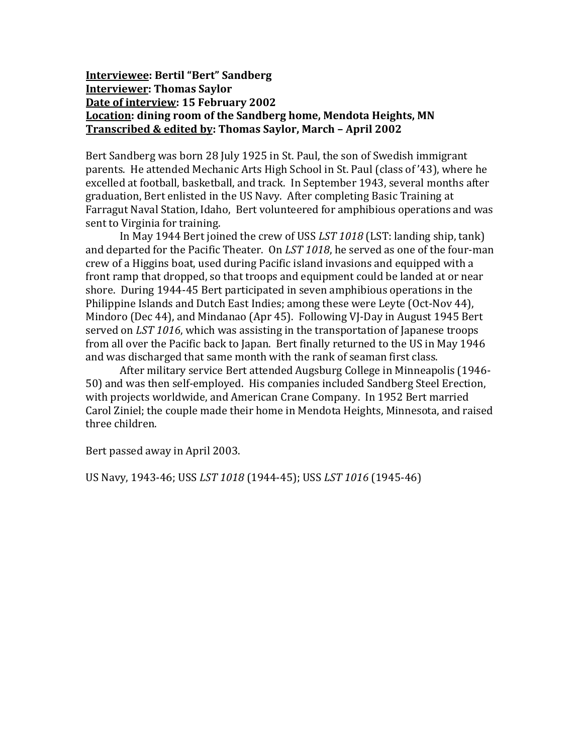**<u>Interviewee</u>: Bertil "Bert" Sandberg**
**<u>Interviewer</u>: Thomas Saylor**
**<u>Date of interview</u>: 15 February 2002**
**<u>Location</u>: dining room of the Sandberg home, Mendota Heights, MN**
**<u>Transcribed & edited by</u>: Thomas Saylor, March – April 2002**

Bert Sandberg was born 28 July 1925 in St. Paul, the son of Swedish immigrant parents. He attended Mechanic Arts High School in St. Paul (class of '43), where he excelled at football, basketball, and track. In September 1943, several months after graduation, Bert enlisted in the US Navy. After completing Basic Training at Farragut Naval Station, Idaho, Bert volunteered for amphibious operations and was sent to Virginia for training.

In May 1944 Bert joined the crew of USS *LST 1018* (LST: landing ship, tank) and departed for the Pacific Theater. On *LST 1018*, he served as one of the four-man crew of a Higgins boat, used during Pacific island invasions and equipped with a front ramp that dropped, so that troops and equipment could be landed at or near shore. During 1944-45 Bert participated in seven amphibious operations in the Philippine Islands and Dutch East Indies; among these were Leyte (Oct-Nov 44), Mindoro (Dec 44), and Mindanao (Apr 45). Following VJ-Day in August 1945 Bert served on *LST 1016*, which was assisting in the transportation of Japanese troops from all over the Pacific back to Japan. Bert finally returned to the US in May 1946 and was discharged that same month with the rank of seaman first class.

After military service Bert attended Augsburg College in Minneapolis (1946-50) and was then self-employed. His companies included Sandberg Steel Erection, with projects worldwide, and American Crane Company. In 1952 Bert married Carol Ziniel; the couple made their home in Mendota Heights, Minnesota, and raised three children.

Bert passed away in April 2003.

US Navy, 1943-46; USS *LST 1018* (1944-45); USS *LST 1016* (1945-46)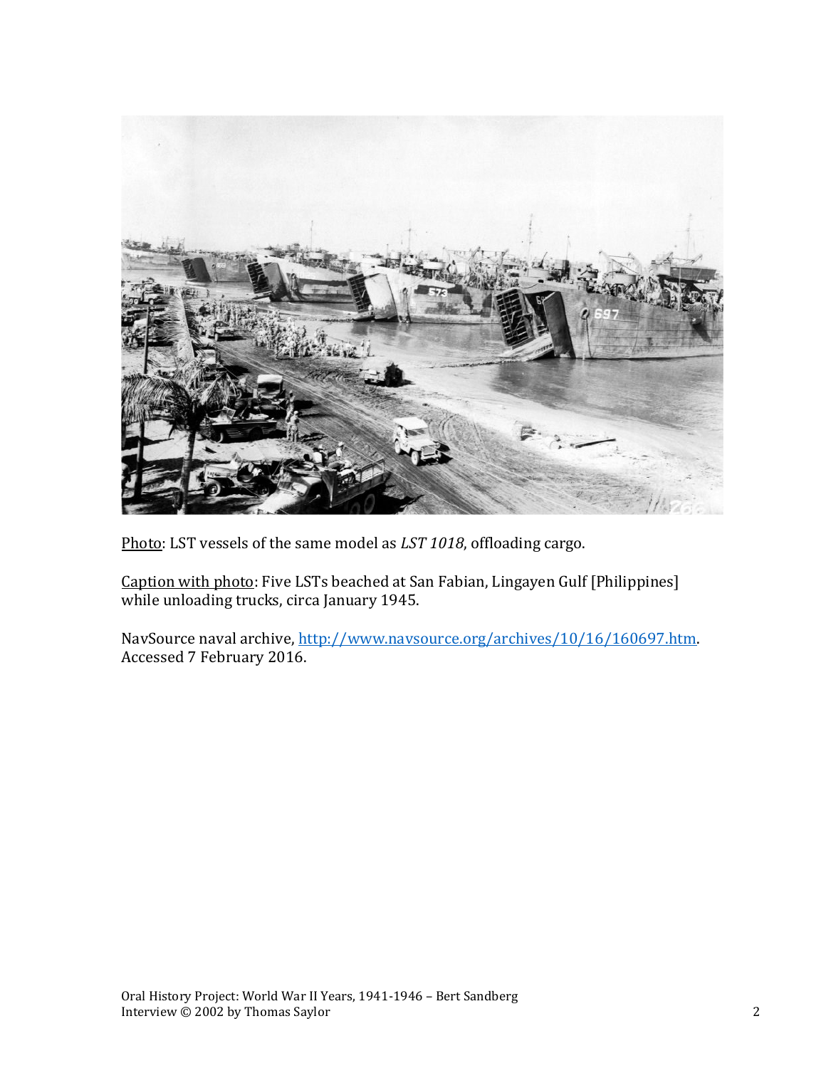Photo: LST vessels of the same model as *LST 1018*, offloading cargo.

Caption with photo: Five LSTs beached at San Fabian, Lingayen Gulf [Philippines] while unloading trucks, circa January 1945.

NavSource naval archive, http://www.navsource.org/archives/10/16/160697.htm. Accessed 7 February 2016.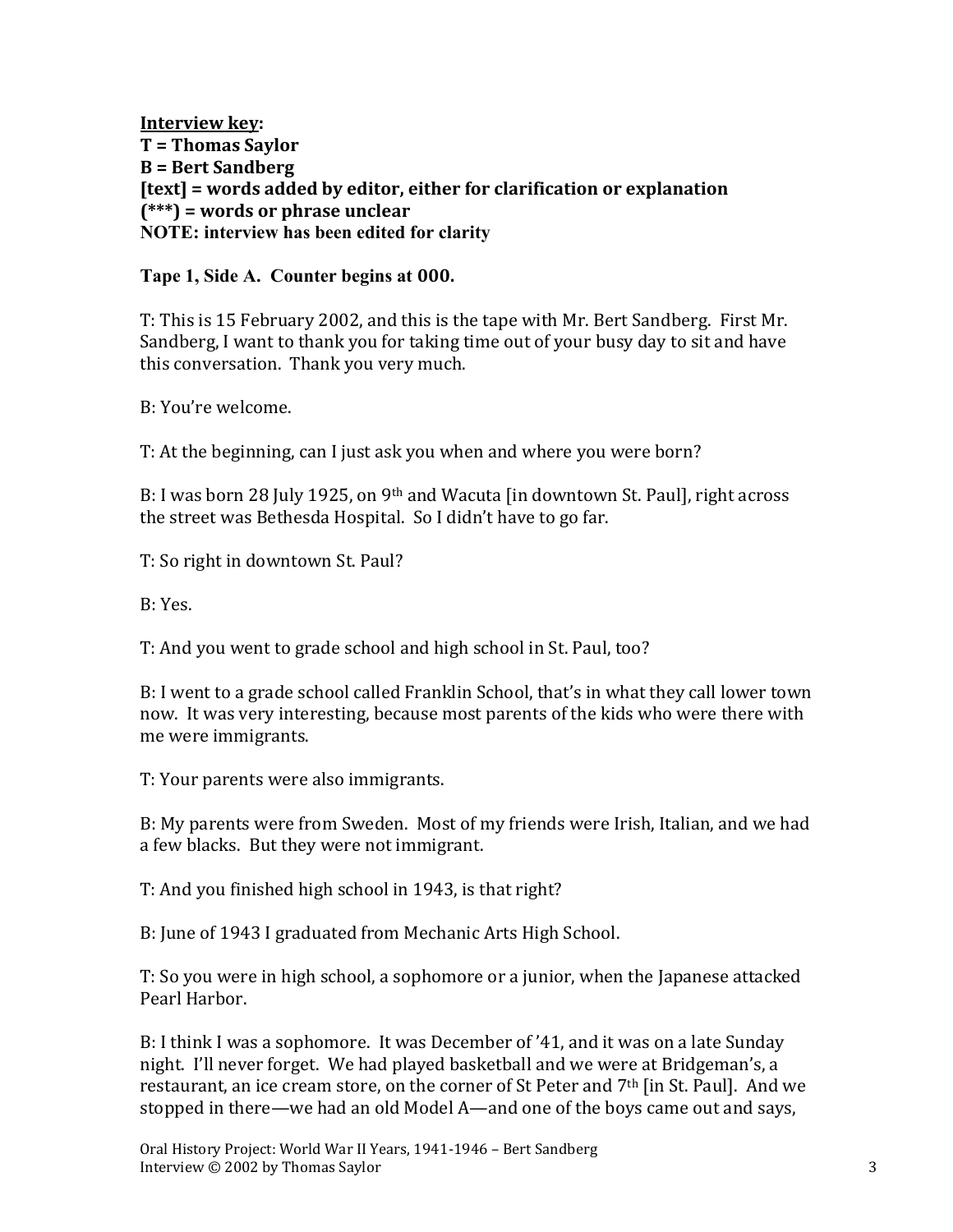**Interview key:**
**T = Thomas Saylor**
**B = Bert Sandberg**
**[text] = words added by editor, either for clarification or explanation**
**(***) = words or phrase unclear**
**NOTE: interview has been edited for clarity**

**Tape 1, Side A. Counter begins at 000.**

T: This is 15 February 2002, and this is the tape with Mr. Bert Sandberg. First Mr. Sandberg, I want to thank you for taking time out of your busy day to sit and have this conversation. Thank you very much.

B: You're welcome.

T: At the beginning, can I just ask you when and where you were born?

B: I was born 28 July 1925, on 9th and Wacuta [in downtown St. Paul], right across the street was Bethesda Hospital. So I didn't have to go far.

T: So right in downtown St. Paul?

B: Yes.

T: And you went to grade school and high school in St. Paul, too?

B: I went to a grade school called Franklin School, that's in what they call lower town now. It was very interesting, because most parents of the kids who were there with me were immigrants.

T: Your parents were also immigrants.

B: My parents were from Sweden. Most of my friends were Irish, Italian, and we had a few blacks. But they were not immigrant.

T: And you finished high school in 1943, is that right?

B: June of 1943 I graduated from Mechanic Arts High School.

T: So you were in high school, a sophomore or a junior, when the Japanese attacked Pearl Harbor.

B: I think I was a sophomore. It was December of '41, and it was on a late Sunday night. I'll never forget. We had played basketball and we were at Bridgeman's, a restaurant, an ice cream store, on the corner of St Peter and 7th [in St. Paul]. And we stopped in there—we had an old Model A—and one of the boys came out and says,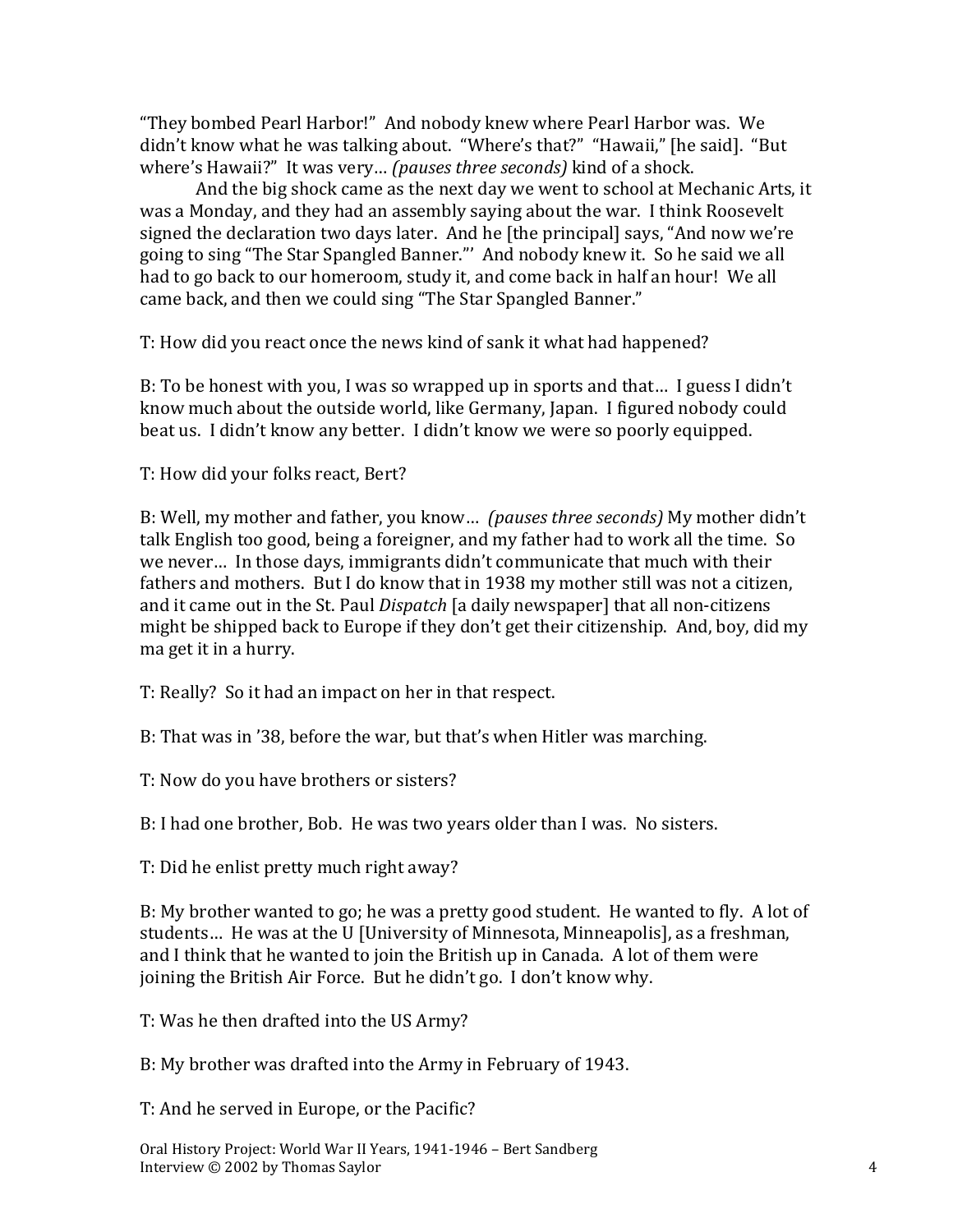"They bombed Pearl Harbor!" And nobody knew where Pearl Harbor was. We didn't know what he was talking about. "Where's that?" "Hawaii," [he said]. "But where's Hawaii?" It was very… *(pauses three seconds)* kind of a shock.

And the big shock came as the next day we went to school at Mechanic Arts, it was a Monday, and they had an assembly saying about the war. I think Roosevelt signed the declaration two days later. And he [the principal] says, "And now we're going to sing "The Star Spangled Banner."' And nobody knew it. So he said we all had to go back to our homeroom, study it, and come back in half an hour! We all came back, and then we could sing "The Star Spangled Banner."

T: How did you react once the news kind of sank it what had happened?

B: To be honest with you, I was so wrapped up in sports and that… I guess I didn't know much about the outside world, like Germany, Japan. I figured nobody could beat us. I didn't know any better. I didn't know we were so poorly equipped.

T: How did your folks react, Bert?

B: Well, my mother and father, you know… *(pauses three seconds)* My mother didn't talk English too good, being a foreigner, and my father had to work all the time. So we never… In those days, immigrants didn't communicate that much with their fathers and mothers. But I do know that in 1938 my mother still was not a citizen, and it came out in the St. Paul *Dispatch* [a daily newspaper] that all non-citizens might be shipped back to Europe if they don't get their citizenship. And, boy, did my ma get it in a hurry.

T: Really? So it had an impact on her in that respect.

B: That was in '38, before the war, but that's when Hitler was marching.

T: Now do you have brothers or sisters?

B: I had one brother, Bob. He was two years older than I was. No sisters.

T: Did he enlist pretty much right away?

B: My brother wanted to go; he was a pretty good student. He wanted to fly. A lot of students… He was at the U [University of Minnesota, Minneapolis], as a freshman, and I think that he wanted to join the British up in Canada. A lot of them were joining the British Air Force. But he didn't go. I don't know why.

T: Was he then drafted into the US Army?

B: My brother was drafted into the Army in February of 1943.

T: And he served in Europe, or the Pacific?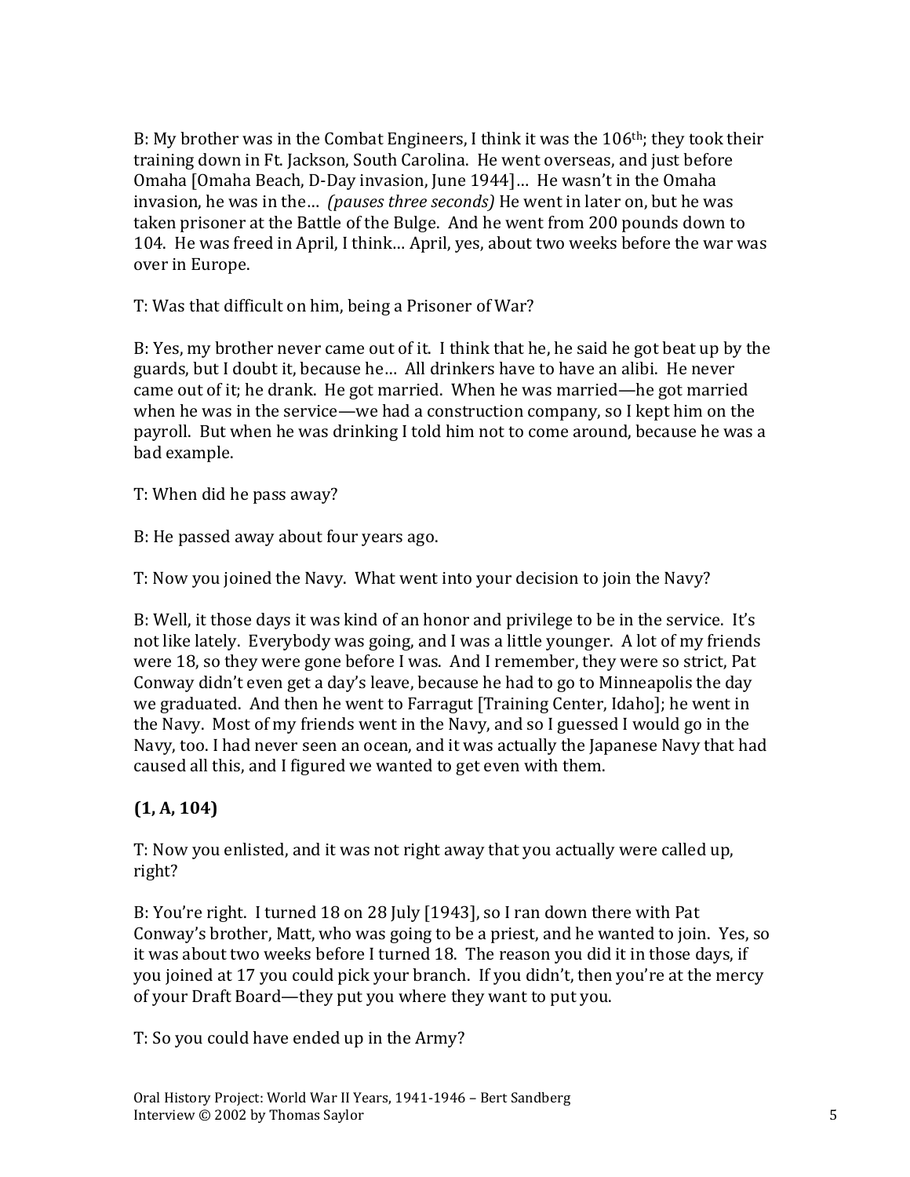B: My brother was in the Combat Engineers, I think it was the 106th; they took their training down in Ft. Jackson, South Carolina. He went overseas, and just before Omaha [Omaha Beach, D-Day invasion, June 1944]… He wasn't in the Omaha invasion, he was in the… *(pauses three seconds)* He went in later on, but he was taken prisoner at the Battle of the Bulge. And he went from 200 pounds down to 104. He was freed in April, I think… April, yes, about two weeks before the war was over in Europe.

T: Was that difficult on him, being a Prisoner of War?

B: Yes, my brother never came out of it. I think that he, he said he got beat up by the guards, but I doubt it, because he… All drinkers have to have an alibi. He never came out of it; he drank. He got married. When he was married—he got married when he was in the service—we had a construction company, so I kept him on the payroll. But when he was drinking I told him not to come around, because he was a bad example.

T: When did he pass away?

B: He passed away about four years ago.

T: Now you joined the Navy. What went into your decision to join the Navy?

B: Well, it those days it was kind of an honor and privilege to be in the service. It's not like lately. Everybody was going, and I was a little younger. A lot of my friends were 18, so they were gone before I was. And I remember, they were so strict, Pat Conway didn't even get a day's leave, because he had to go to Minneapolis the day we graduated. And then he went to Farragut [Training Center, Idaho]; he went in the Navy. Most of my friends went in the Navy, and so I guessed I would go in the Navy, too. I had never seen an ocean, and it was actually the Japanese Navy that had caused all this, and I figured we wanted to get even with them.

**(1, A, 104)**

T: Now you enlisted, and it was not right away that you actually were called up, right?

B: You're right. I turned 18 on 28 July [1943], so I ran down there with Pat Conway's brother, Matt, who was going to be a priest, and he wanted to join. Yes, so it was about two weeks before I turned 18. The reason you did it in those days, if you joined at 17 you could pick your branch. If you didn't, then you're at the mercy of your Draft Board—they put you where they want to put you.

T: So you could have ended up in the Army?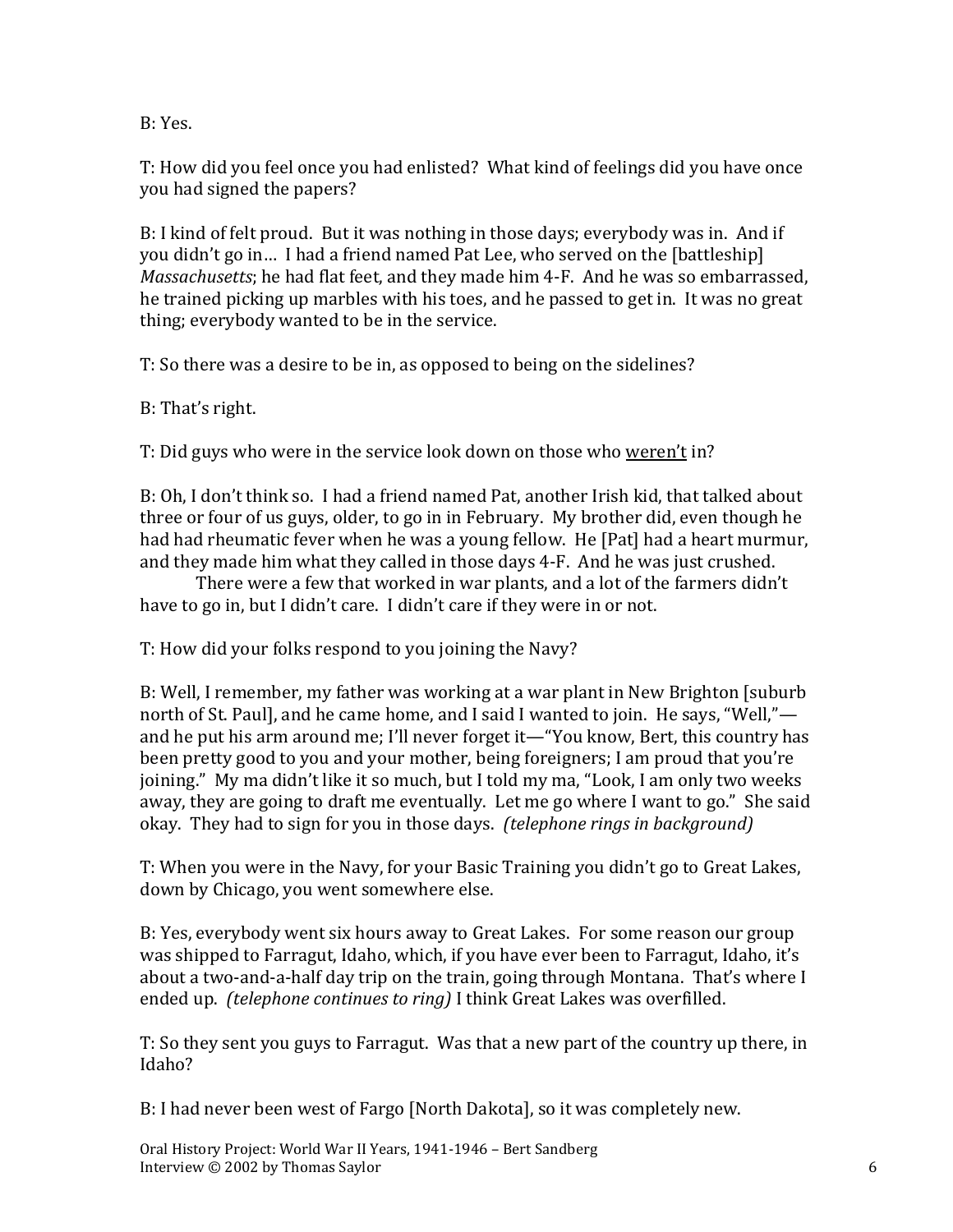B: Yes.

T: How did you feel once you had enlisted? What kind of feelings did you have once you had signed the papers?

B: I kind of felt proud. But it was nothing in those days; everybody was in. And if you didn't go in… I had a friend named Pat Lee, who served on the [battleship] *Massachusetts*; he had flat feet, and they made him 4-F. And he was so embarrassed, he trained picking up marbles with his toes, and he passed to get in. It was no great thing; everybody wanted to be in the service.

T: So there was a desire to be in, as opposed to being on the sidelines?

B: That's right.

T: Did guys who were in the service look down on those who <u>weren't</u> in?

B: Oh, I don't think so. I had a friend named Pat, another Irish kid, that talked about three or four of us guys, older, to go in in February. My brother did, even though he had had rheumatic fever when he was a young fellow. He [Pat] had a heart murmur, and they made him what they called in those days 4-F. And he was just crushed.

There were a few that worked in war plants, and a lot of the farmers didn't have to go in, but I didn't care. I didn't care if they were in or not.

T: How did your folks respond to you joining the Navy?

B: Well, I remember, my father was working at a war plant in New Brighton [suburb north of St. Paul], and he came home, and I said I wanted to join. He says, "Well,"—and he put his arm around me; I'll never forget it—"You know, Bert, this country has been pretty good to you and your mother, being foreigners; I am proud that you're joining." My ma didn't like it so much, but I told my ma, "Look, I am only two weeks away, they are going to draft me eventually. Let me go where I want to go." She said okay. They had to sign for you in those days. *(telephone rings in background)*

T: When you were in the Navy, for your Basic Training you didn't go to Great Lakes, down by Chicago, you went somewhere else.

B: Yes, everybody went six hours away to Great Lakes. For some reason our group was shipped to Farragut, Idaho, which, if you have ever been to Farragut, Idaho, it's about a two-and-a-half day trip on the train, going through Montana. That's where I ended up. *(telephone continues to ring)* I think Great Lakes was overfilled.

T: So they sent you guys to Farragut. Was that a new part of the country up there, in Idaho?

B: I had never been west of Fargo [North Dakota], so it was completely new.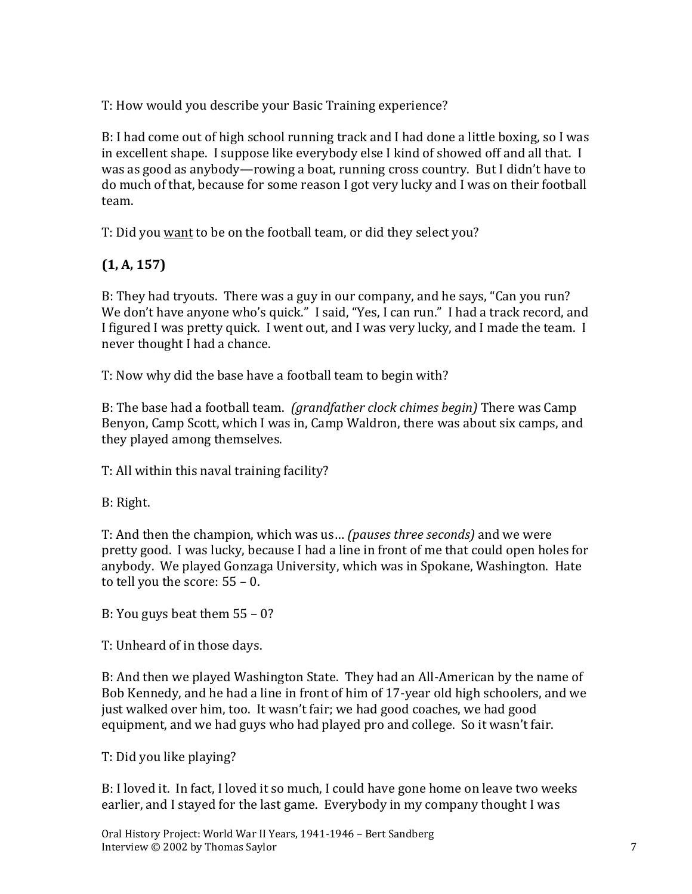T: How would you describe your Basic Training experience?

B: I had come out of high school running track and I had done a little boxing, so I was in excellent shape. I suppose like everybody else I kind of showed off and all that. I was as good as anybody—rowing a boat, running cross country. But I didn't have to do much of that, because for some reason I got very lucky and I was on their football team.

T: Did you want to be on the football team, or did they select you?

**(1, A, 157)**

B: They had tryouts. There was a guy in our company, and he says, "Can you run? We don't have anyone who's quick." I said, "Yes, I can run." I had a track record, and I figured I was pretty quick. I went out, and I was very lucky, and I made the team. I never thought I had a chance.

T: Now why did the base have a football team to begin with?

B: The base had a football team. *(grandfather clock chimes begin)* There was Camp Benyon, Camp Scott, which I was in, Camp Waldron, there was about six camps, and they played among themselves.

T: All within this naval training facility?

B: Right.

T: And then the champion, which was us… *(pauses three seconds)* and we were pretty good. I was lucky, because I had a line in front of me that could open holes for anybody. We played Gonzaga University, which was in Spokane, Washington. Hate to tell you the score: 55 – 0.

B: You guys beat them 55 – 0?

T: Unheard of in those days.

B: And then we played Washington State. They had an All-American by the name of Bob Kennedy, and he had a line in front of him of 17-year old high schoolers, and we just walked over him, too. It wasn't fair; we had good coaches, we had good equipment, and we had guys who had played pro and college. So it wasn't fair.

T: Did you like playing?

B: I loved it. In fact, I loved it so much, I could have gone home on leave two weeks earlier, and I stayed for the last game. Everybody in my company thought I was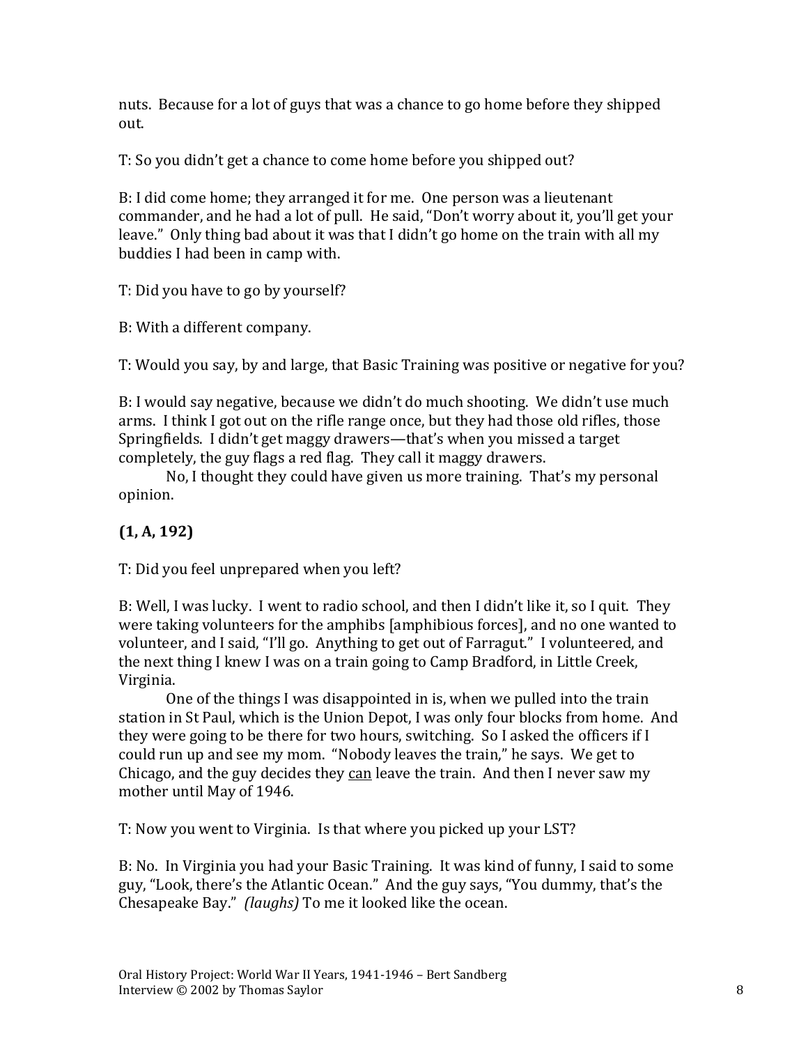nuts. Because for a lot of guys that was a chance to go home before they shipped out.

T: So you didn't get a chance to come home before you shipped out?

B: I did come home; they arranged it for me. One person was a lieutenant commander, and he had a lot of pull. He said, "Don't worry about it, you'll get your leave." Only thing bad about it was that I didn't go home on the train with all my buddies I had been in camp with.

T: Did you have to go by yourself?

B: With a different company.

T: Would you say, by and large, that Basic Training was positive or negative for you?

B: I would say negative, because we didn't do much shooting. We didn't use much arms. I think I got out on the rifle range once, but they had those old rifles, those Springfields. I didn't get maggy drawers—that's when you missed a target completely, the guy flags a red flag. They call it maggy drawers.

No, I thought they could have given us more training. That's my personal opinion.

**(1, A, 192)**

T: Did you feel unprepared when you left?

B: Well, I was lucky. I went to radio school, and then I didn't like it, so I quit. They were taking volunteers for the amphibs [amphibious forces], and no one wanted to volunteer, and I said, "I'll go. Anything to get out of Farragut." I volunteered, and the next thing I knew I was on a train going to Camp Bradford, in Little Creek, Virginia.

One of the things I was disappointed in is, when we pulled into the train station in St Paul, which is the Union Depot, I was only four blocks from home. And they were going to be there for two hours, switching. So I asked the officers if I could run up and see my mom. "Nobody leaves the train," he says. We get to Chicago, and the guy decides they can leave the train. And then I never saw my mother until May of 1946.

T: Now you went to Virginia. Is that where you picked up your LST?

B: No. In Virginia you had your Basic Training. It was kind of funny, I said to some guy, "Look, there's the Atlantic Ocean." And the guy says, "You dummy, that's the Chesapeake Bay." *(laughs)* To me it looked like the ocean.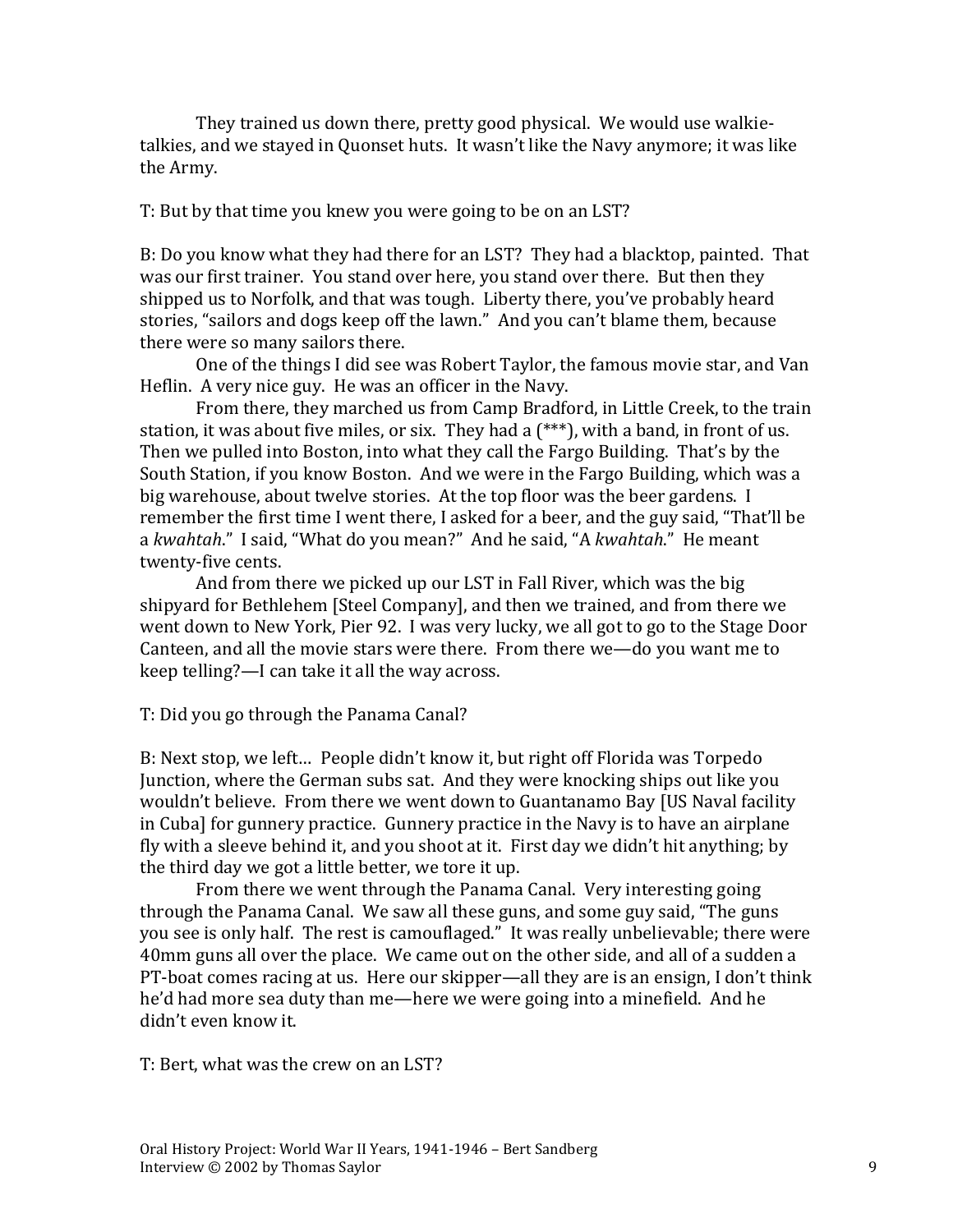They trained us down there, pretty good physical. We would use walkie-talkies, and we stayed in Quonset huts. It wasn't like the Navy anymore; it was like the Army.

T: But by that time you knew you were going to be on an LST?

B: Do you know what they had there for an LST? They had a blacktop, painted. That was our first trainer. You stand over here, you stand over there. But then they shipped us to Norfolk, and that was tough. Liberty there, you've probably heard stories, "sailors and dogs keep off the lawn." And you can't blame them, because there were so many sailors there.

One of the things I did see was Robert Taylor, the famous movie star, and Van Heflin. A very nice guy. He was an officer in the Navy.

From there, they marched us from Camp Bradford, in Little Creek, to the train station, it was about five miles, or six. They had a (***), with a band, in front of us. Then we pulled into Boston, into what they call the Fargo Building. That's by the South Station, if you know Boston. And we were in the Fargo Building, which was a big warehouse, about twelve stories. At the top floor was the beer gardens. I remember the first time I went there, I asked for a beer, and the guy said, "That'll be a *kwahtah*." I said, "What do you mean?" And he said, "A *kwahtah*." He meant twenty-five cents.

And from there we picked up our LST in Fall River, which was the big shipyard for Bethlehem [Steel Company], and then we trained, and from there we went down to New York, Pier 92. I was very lucky, we all got to go to the Stage Door Canteen, and all the movie stars were there. From there we—do you want me to keep telling?—I can take it all the way across.

T: Did you go through the Panama Canal?

B: Next stop, we left… People didn't know it, but right off Florida was Torpedo Junction, where the German subs sat. And they were knocking ships out like you wouldn't believe. From there we went down to Guantanamo Bay [US Naval facility in Cuba] for gunnery practice. Gunnery practice in the Navy is to have an airplane fly with a sleeve behind it, and you shoot at it. First day we didn't hit anything; by the third day we got a little better, we tore it up.

From there we went through the Panama Canal. Very interesting going through the Panama Canal. We saw all these guns, and some guy said, "The guns you see is only half. The rest is camouflaged." It was really unbelievable; there were 40mm guns all over the place. We came out on the other side, and all of a sudden a PT-boat comes racing at us. Here our skipper—all they are is an ensign, I don't think he'd had more sea duty than me—here we were going into a minefield. And he didn't even know it.

T: Bert, what was the crew on an LST?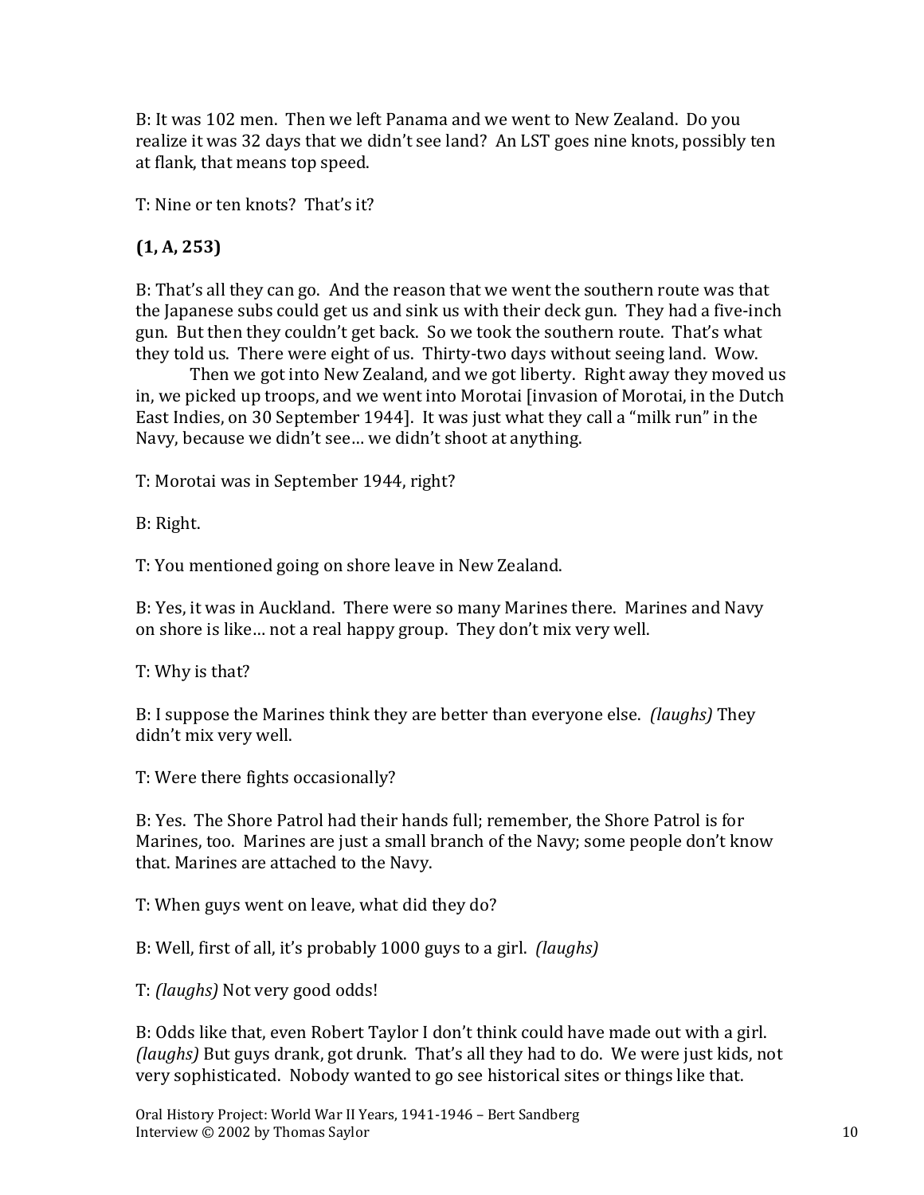B: It was 102 men. Then we left Panama and we went to New Zealand. Do you realize it was 32 days that we didn't see land? An LST goes nine knots, possibly ten at flank, that means top speed.

T: Nine or ten knots? That's it?

**(1, A, 253)**

B: That's all they can go. And the reason that we went the southern route was that the Japanese subs could get us and sink us with their deck gun. They had a five-inch gun. But then they couldn't get back. So we took the southern route. That's what they told us. There were eight of us. Thirty-two days without seeing land. Wow.

Then we got into New Zealand, and we got liberty. Right away they moved us in, we picked up troops, and we went into Morotai [invasion of Morotai, in the Dutch East Indies, on 30 September 1944]. It was just what they call a "milk run" in the Navy, because we didn't see… we didn't shoot at anything.

T: Morotai was in September 1944, right?

B: Right.

T: You mentioned going on shore leave in New Zealand.

B: Yes, it was in Auckland. There were so many Marines there. Marines and Navy on shore is like… not a real happy group. They don't mix very well.

T: Why is that?

B: I suppose the Marines think they are better than everyone else. *(laughs)* They didn't mix very well.

T: Were there fights occasionally?

B: Yes. The Shore Patrol had their hands full; remember, the Shore Patrol is for Marines, too. Marines are just a small branch of the Navy; some people don't know that. Marines are attached to the Navy.

T: When guys went on leave, what did they do?

B: Well, first of all, it's probably 1000 guys to a girl. *(laughs)*

T: *(laughs)* Not very good odds!

B: Odds like that, even Robert Taylor I don't think could have made out with a girl. *(laughs)* But guys drank, got drunk. That's all they had to do. We were just kids, not very sophisticated. Nobody wanted to go see historical sites or things like that.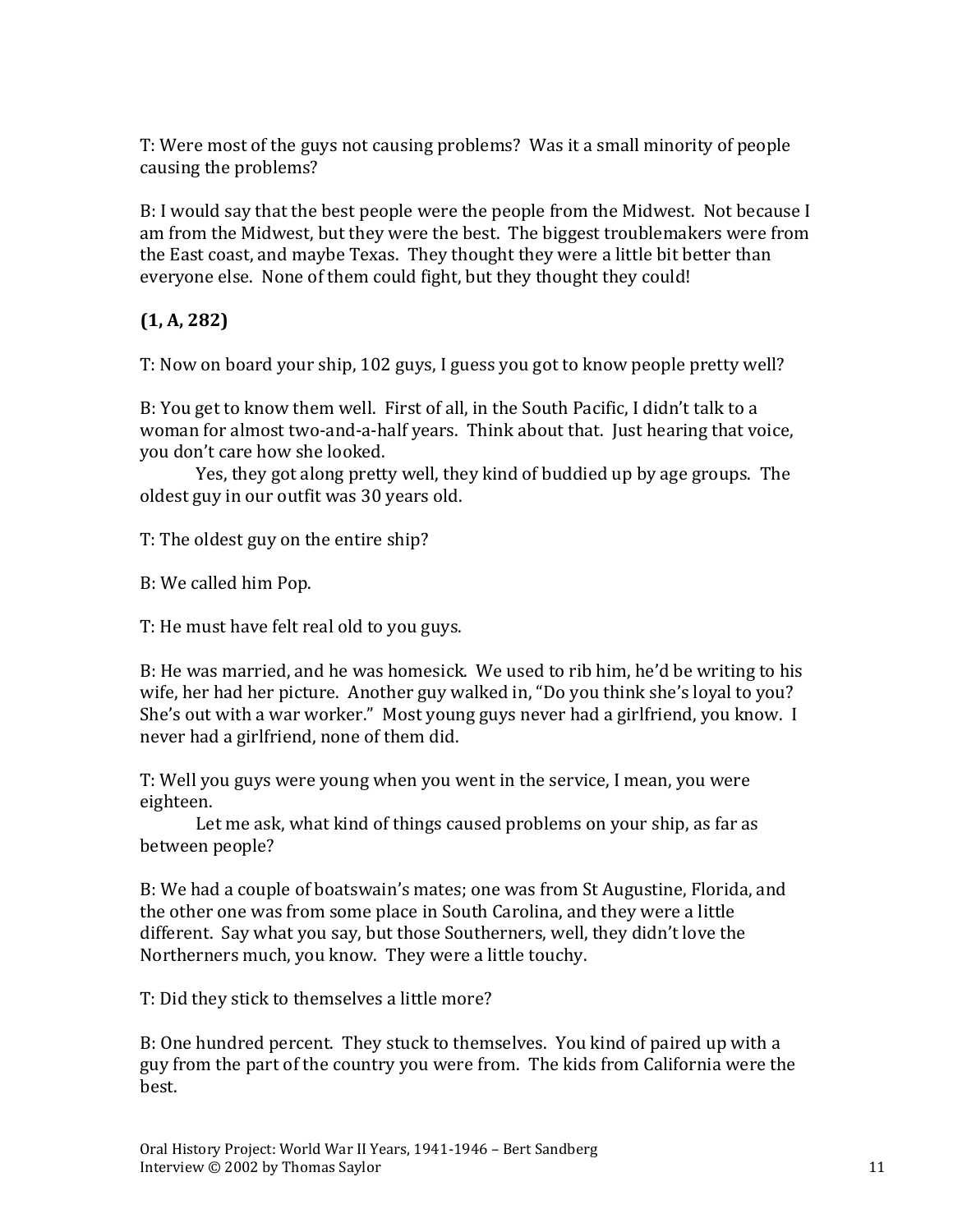T: Were most of the guys not causing problems? Was it a small minority of people causing the problems?

B: I would say that the best people were the people from the Midwest. Not because I am from the Midwest, but they were the best. The biggest troublemakers were from the East coast, and maybe Texas. They thought they were a little bit better than everyone else. None of them could fight, but they thought they could!

**(1, A, 282)**

T: Now on board your ship, 102 guys, I guess you got to know people pretty well?

B: You get to know them well. First of all, in the South Pacific, I didn't talk to a woman for almost two-and-a-half years. Think about that. Just hearing that voice, you don't care how she looked.

Yes, they got along pretty well, they kind of buddied up by age groups. The oldest guy in our outfit was 30 years old.

T: The oldest guy on the entire ship?

B: We called him Pop.

T: He must have felt real old to you guys.

B: He was married, and he was homesick. We used to rib him, he'd be writing to his wife, her had her picture. Another guy walked in, "Do you think she's loyal to you? She's out with a war worker." Most young guys never had a girlfriend, you know. I never had a girlfriend, none of them did.

T: Well you guys were young when you went in the service, I mean, you were eighteen.

Let me ask, what kind of things caused problems on your ship, as far as between people?

B: We had a couple of boatswain's mates; one was from St Augustine, Florida, and the other one was from some place in South Carolina, and they were a little different. Say what you say, but those Southerners, well, they didn't love the Northerners much, you know. They were a little touchy.

T: Did they stick to themselves a little more?

B: One hundred percent. They stuck to themselves. You kind of paired up with a guy from the part of the country you were from. The kids from California were the best.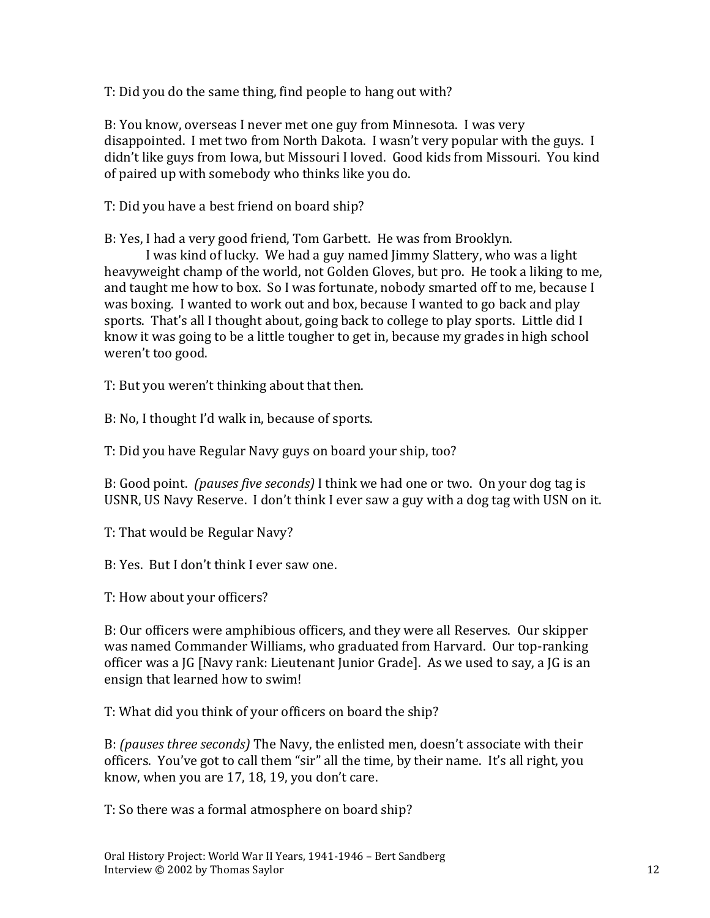T: Did you do the same thing, find people to hang out with?

B: You know, overseas I never met one guy from Minnesota. I was very disappointed. I met two from North Dakota. I wasn't very popular with the guys. I didn't like guys from Iowa, but Missouri I loved. Good kids from Missouri. You kind of paired up with somebody who thinks like you do.

T: Did you have a best friend on board ship?

B: Yes, I had a very good friend, Tom Garbett. He was from Brooklyn.

I was kind of lucky. We had a guy named Jimmy Slattery, who was a light heavyweight champ of the world, not Golden Gloves, but pro. He took a liking to me, and taught me how to box. So I was fortunate, nobody smarted off to me, because I was boxing. I wanted to work out and box, because I wanted to go back and play sports. That's all I thought about, going back to college to play sports. Little did I know it was going to be a little tougher to get in, because my grades in high school weren't too good.

T: But you weren't thinking about that then.

B: No, I thought I'd walk in, because of sports.

T: Did you have Regular Navy guys on board your ship, too?

B: Good point. *(pauses five seconds)* I think we had one or two. On your dog tag is USNR, US Navy Reserve. I don't think I ever saw a guy with a dog tag with USN on it.

T: That would be Regular Navy?

B: Yes. But I don't think I ever saw one.

T: How about your officers?

B: Our officers were amphibious officers, and they were all Reserves. Our skipper was named Commander Williams, who graduated from Harvard. Our top-ranking officer was a JG [Navy rank: Lieutenant Junior Grade]. As we used to say, a JG is an ensign that learned how to swim!

T: What did you think of your officers on board the ship?

B: *(pauses three seconds)* The Navy, the enlisted men, doesn't associate with their officers. You've got to call them "sir" all the time, by their name. It's all right, you know, when you are 17, 18, 19, you don't care.

T: So there was a formal atmosphere on board ship?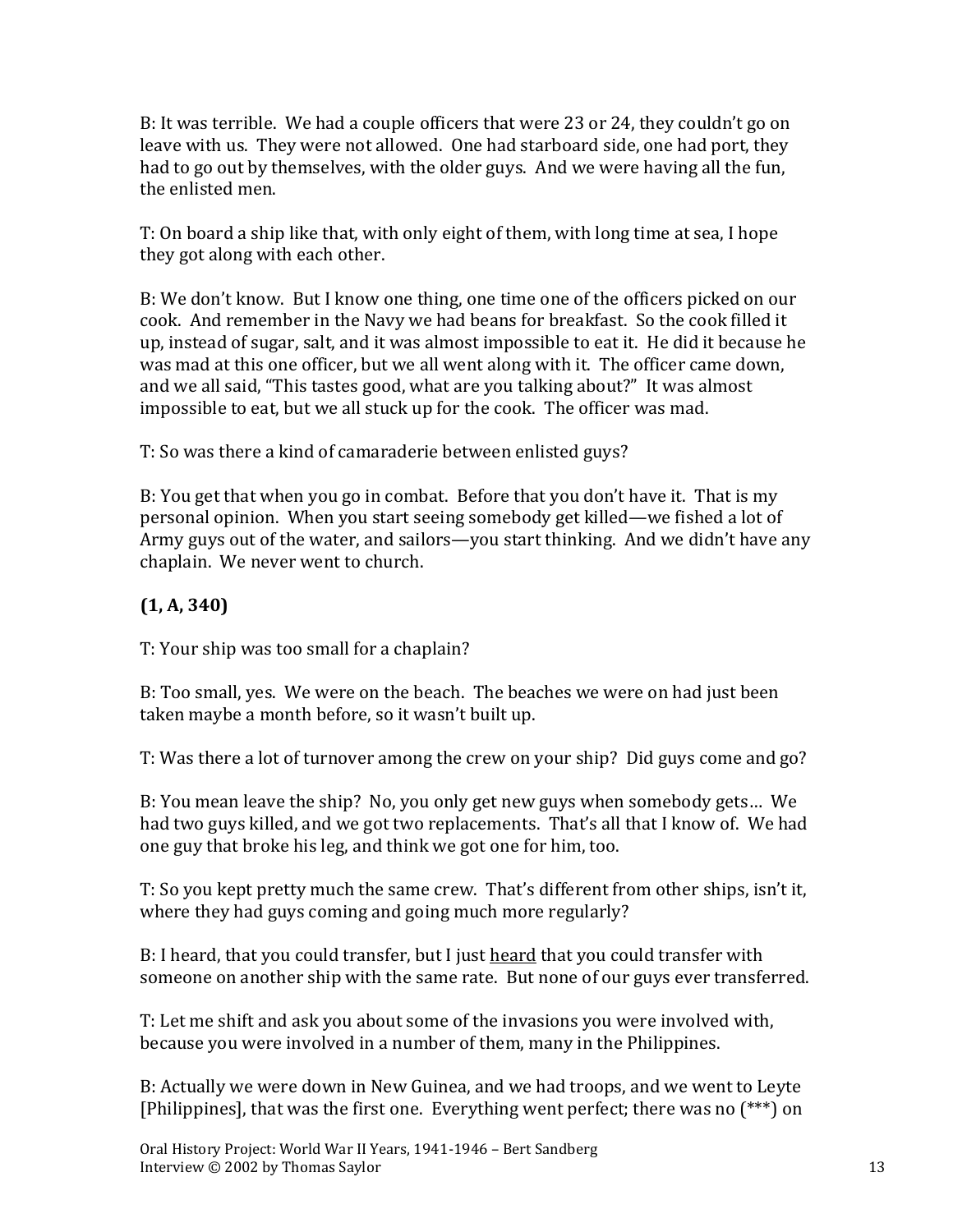B: It was terrible. We had a couple officers that were 23 or 24, they couldn't go on leave with us. They were not allowed. One had starboard side, one had port, they had to go out by themselves, with the older guys. And we were having all the fun, the enlisted men.

T: On board a ship like that, with only eight of them, with long time at sea, I hope they got along with each other.

B: We don't know. But I know one thing, one time one of the officers picked on our cook. And remember in the Navy we had beans for breakfast. So the cook filled it up, instead of sugar, salt, and it was almost impossible to eat it. He did it because he was mad at this one officer, but we all went along with it. The officer came down, and we all said, "This tastes good, what are you talking about?" It was almost impossible to eat, but we all stuck up for the cook. The officer was mad.

T: So was there a kind of camaraderie between enlisted guys?

B: You get that when you go in combat. Before that you don't have it. That is my personal opinion. When you start seeing somebody get killed—we fished a lot of Army guys out of the water, and sailors—you start thinking. And we didn't have any chaplain. We never went to church.

**(1, A, 340)**

T: Your ship was too small for a chaplain?

B: Too small, yes. We were on the beach. The beaches we were on had just been taken maybe a month before, so it wasn't built up.

T: Was there a lot of turnover among the crew on your ship? Did guys come and go?

B: You mean leave the ship? No, you only get new guys when somebody gets… We had two guys killed, and we got two replacements. That's all that I know of. We had one guy that broke his leg, and think we got one for him, too.

T: So you kept pretty much the same crew. That's different from other ships, isn't it, where they had guys coming and going much more regularly?

B: I heard, that you could transfer, but I just <u>heard</u> that you could transfer with someone on another ship with the same rate. But none of our guys ever transferred.

T: Let me shift and ask you about some of the invasions you were involved with, because you were involved in a number of them, many in the Philippines.

B: Actually we were down in New Guinea, and we had troops, and we went to Leyte [Philippines], that was the first one. Everything went perfect; there was no (***) on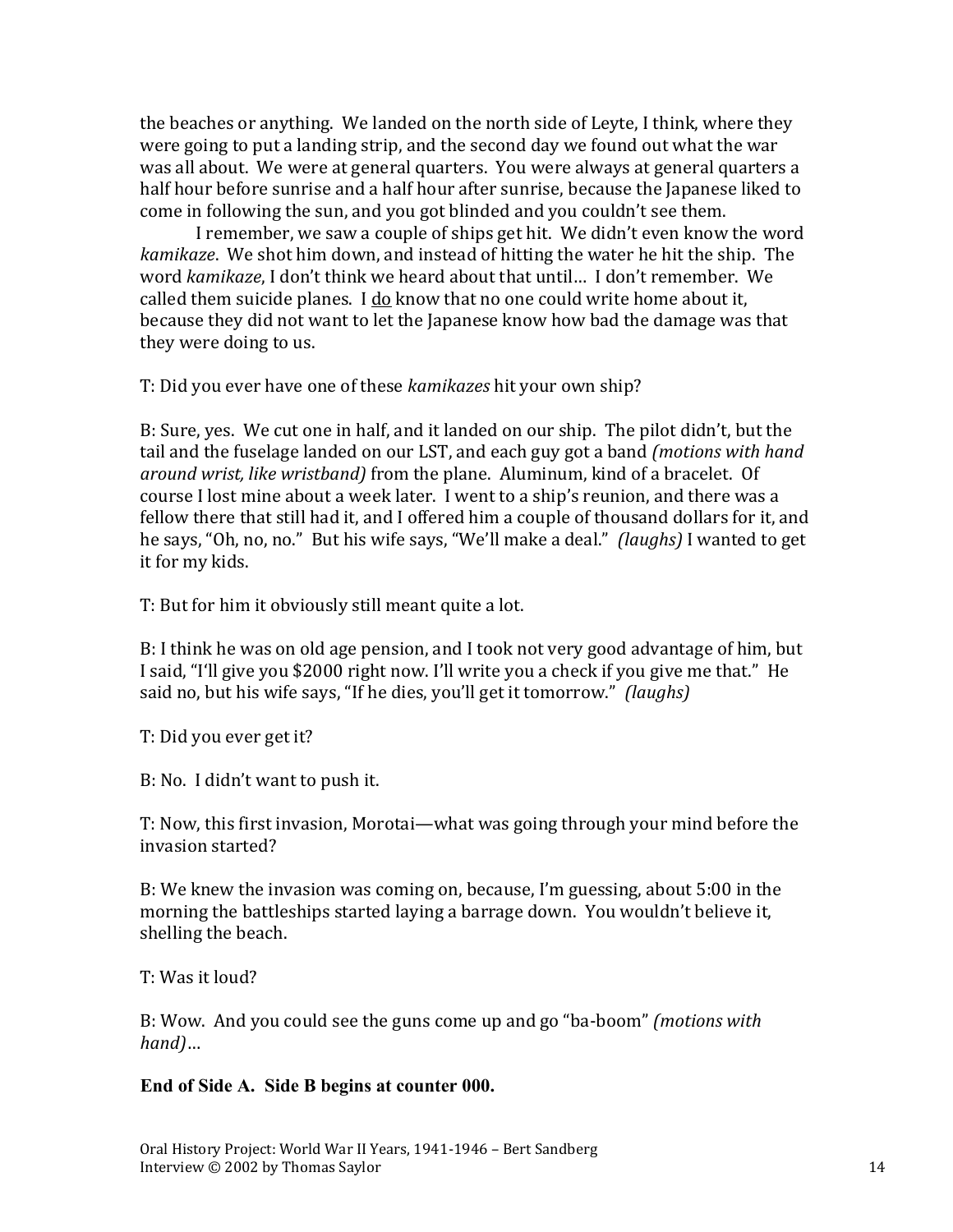the beaches or anything. We landed on the north side of Leyte, I think, where they were going to put a landing strip, and the second day we found out what the war was all about. We were at general quarters. You were always at general quarters a half hour before sunrise and a half hour after sunrise, because the Japanese liked to come in following the sun, and you got blinded and you couldn't see them.

I remember, we saw a couple of ships get hit. We didn't even know the word *kamikaze*. We shot him down, and instead of hitting the water he hit the ship. The word *kamikaze*, I don't think we heard about that until… I don't remember. We called them suicide planes. I <u>do</u> know that no one could write home about it, because they did not want to let the Japanese know how bad the damage was that they were doing to us.

T: Did you ever have one of these *kamikazes* hit your own ship?

B: Sure, yes. We cut one in half, and it landed on our ship. The pilot didn't, but the tail and the fuselage landed on our LST, and each guy got a band *(motions with hand around wrist, like wristband)* from the plane. Aluminum, kind of a bracelet. Of course I lost mine about a week later. I went to a ship's reunion, and there was a fellow there that still had it, and I offered him a couple of thousand dollars for it, and he says, "Oh, no, no." But his wife says, "We'll make a deal." *(laughs)* I wanted to get it for my kids.

T: But for him it obviously still meant quite a lot.

B: I think he was on old age pension, and I took not very good advantage of him, but I said, "I'll give you $2000 right now. I'll write you a check if you give me that." He said no, but his wife says, "If he dies, you'll get it tomorrow." *(laughs)*

T: Did you ever get it?

B: No. I didn't want to push it.

T: Now, this first invasion, Morotai—what was going through your mind before the invasion started?

B: We knew the invasion was coming on, because, I'm guessing, about 5:00 in the morning the battleships started laying a barrage down. You wouldn't believe it, shelling the beach.

T: Was it loud?

B: Wow. And you could see the guns come up and go "ba-boom" *(motions with hand)*…

**End of Side A. Side B begins at counter 000.**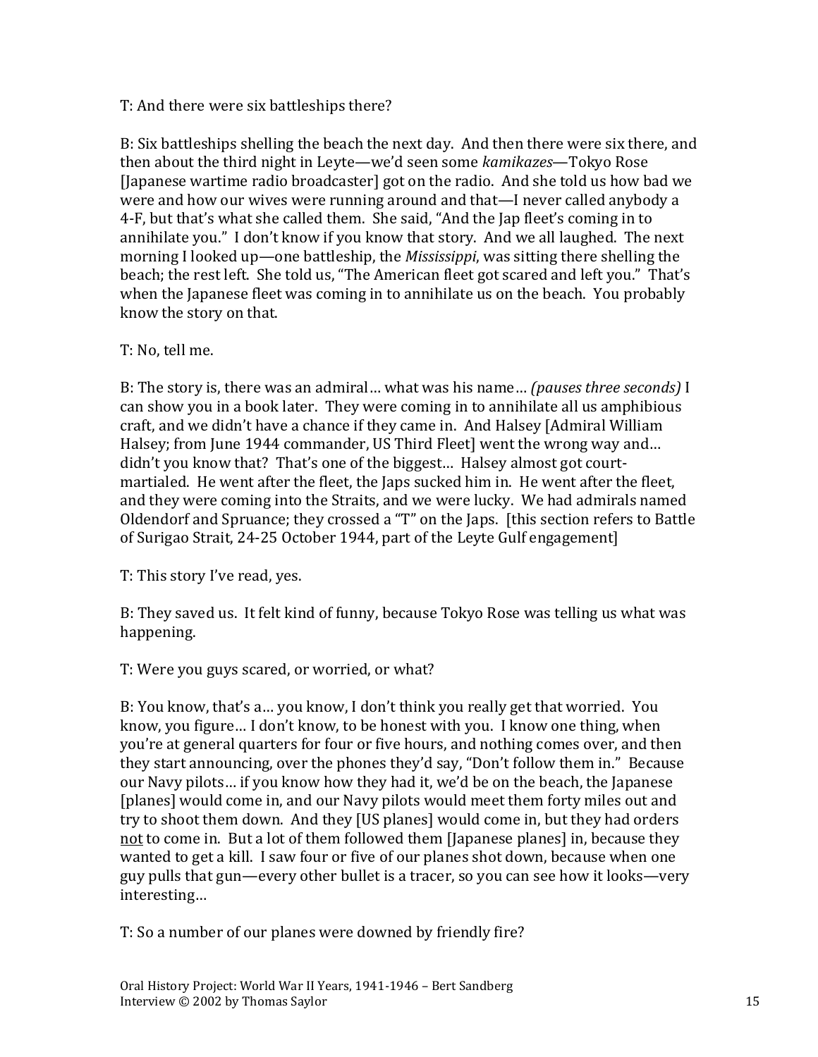T: And there were six battleships there?

B: Six battleships shelling the beach the next day. And then there were six there, and then about the third night in Leyte—we'd seen some *kamikazes*—Tokyo Rose [Japanese wartime radio broadcaster] got on the radio. And she told us how bad we were and how our wives were running around and that—I never called anybody a 4-F, but that's what she called them. She said, "And the Jap fleet's coming in to annihilate you." I don't know if you know that story. And we all laughed. The next morning I looked up—one battleship, the *Mississippi*, was sitting there shelling the beach; the rest left. She told us, "The American fleet got scared and left you." That's when the Japanese fleet was coming in to annihilate us on the beach. You probably know the story on that.

T: No, tell me.

B: The story is, there was an admiral… what was his name… *(pauses three seconds)* I can show you in a book later. They were coming in to annihilate all us amphibious craft, and we didn't have a chance if they came in. And Halsey [Admiral William Halsey; from June 1944 commander, US Third Fleet] went the wrong way and… didn't you know that? That's one of the biggest… Halsey almost got court-martialed. He went after the fleet, the Japs sucked him in. He went after the fleet, and they were coming into the Straits, and we were lucky. We had admirals named Oldendorf and Spruance; they crossed a "T" on the Japs. [this section refers to Battle of Surigao Strait, 24-25 October 1944, part of the Leyte Gulf engagement]

T: This story I've read, yes.

B: They saved us. It felt kind of funny, because Tokyo Rose was telling us what was happening.

T: Were you guys scared, or worried, or what?

B: You know, that's a… you know, I don't think you really get that worried. You know, you figure… I don't know, to be honest with you. I know one thing, when you're at general quarters for four or five hours, and nothing comes over, and then they start announcing, over the phones they'd say, "Don't follow them in." Because our Navy pilots… if you know how they had it, we'd be on the beach, the Japanese [planes] would come in, and our Navy pilots would meet them forty miles out and try to shoot them down. And they [US planes] would come in, but they had orders <u>not</u> to come in. But a lot of them followed them [Japanese planes] in, because they wanted to get a kill. I saw four or five of our planes shot down, because when one guy pulls that gun—every other bullet is a tracer, so you can see how it looks—very interesting…

T: So a number of our planes were downed by friendly fire?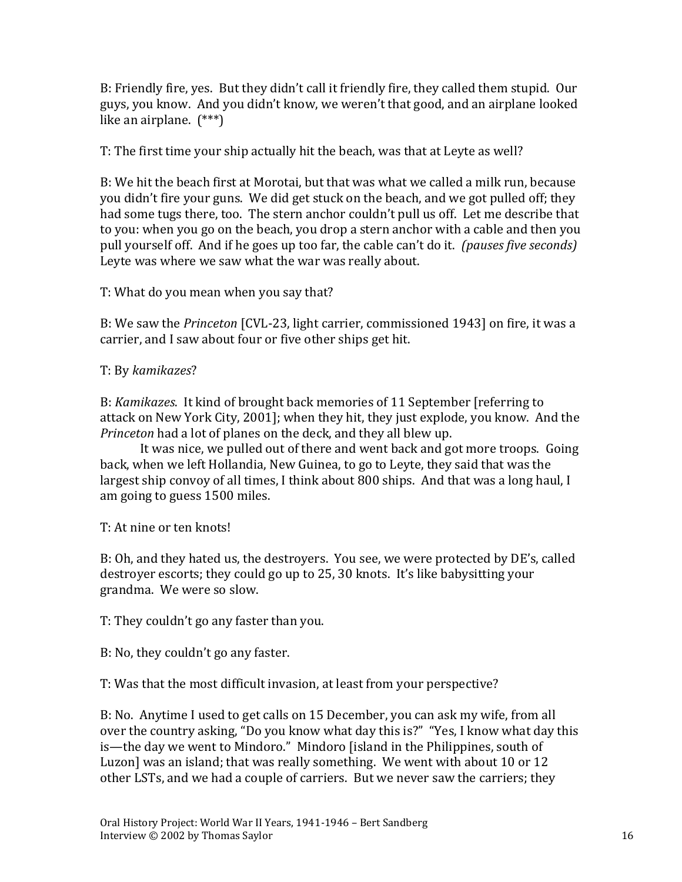B: Friendly fire, yes. But they didn't call it friendly fire, they called them stupid. Our guys, you know. And you didn't know, we weren't that good, and an airplane looked like an airplane. (***)

T: The first time your ship actually hit the beach, was that at Leyte as well?

B: We hit the beach first at Morotai, but that was what we called a milk run, because you didn't fire your guns. We did get stuck on the beach, and we got pulled off; they had some tugs there, too. The stern anchor couldn't pull us off. Let me describe that to you: when you go on the beach, you drop a stern anchor with a cable and then you pull yourself off. And if he goes up too far, the cable can't do it. *(pauses five seconds)* Leyte was where we saw what the war was really about.

T: What do you mean when you say that?

B: We saw the *Princeton* [CVL-23, light carrier, commissioned 1943] on fire, it was a carrier, and I saw about four or five other ships get hit.

T: By *kamikazes*?

B: *Kamikazes*. It kind of brought back memories of 11 September [referring to attack on New York City, 2001]; when they hit, they just explode, you know. And the *Princeton* had a lot of planes on the deck, and they all blew up.

It was nice, we pulled out of there and went back and got more troops. Going back, when we left Hollandia, New Guinea, to go to Leyte, they said that was the largest ship convoy of all times, I think about 800 ships. And that was a long haul, I am going to guess 1500 miles.

T: At nine or ten knots!

B: Oh, and they hated us, the destroyers. You see, we were protected by DE's, called destroyer escorts; they could go up to 25, 30 knots. It's like babysitting your grandma. We were so slow.

T: They couldn't go any faster than you.

B: No, they couldn't go any faster.

T: Was that the most difficult invasion, at least from your perspective?

B: No. Anytime I used to get calls on 15 December, you can ask my wife, from all over the country asking, "Do you know what day this is?" "Yes, I know what day this is—the day we went to Mindoro." Mindoro [island in the Philippines, south of Luzon] was an island; that was really something. We went with about 10 or 12 other LSTs, and we had a couple of carriers. But we never saw the carriers; they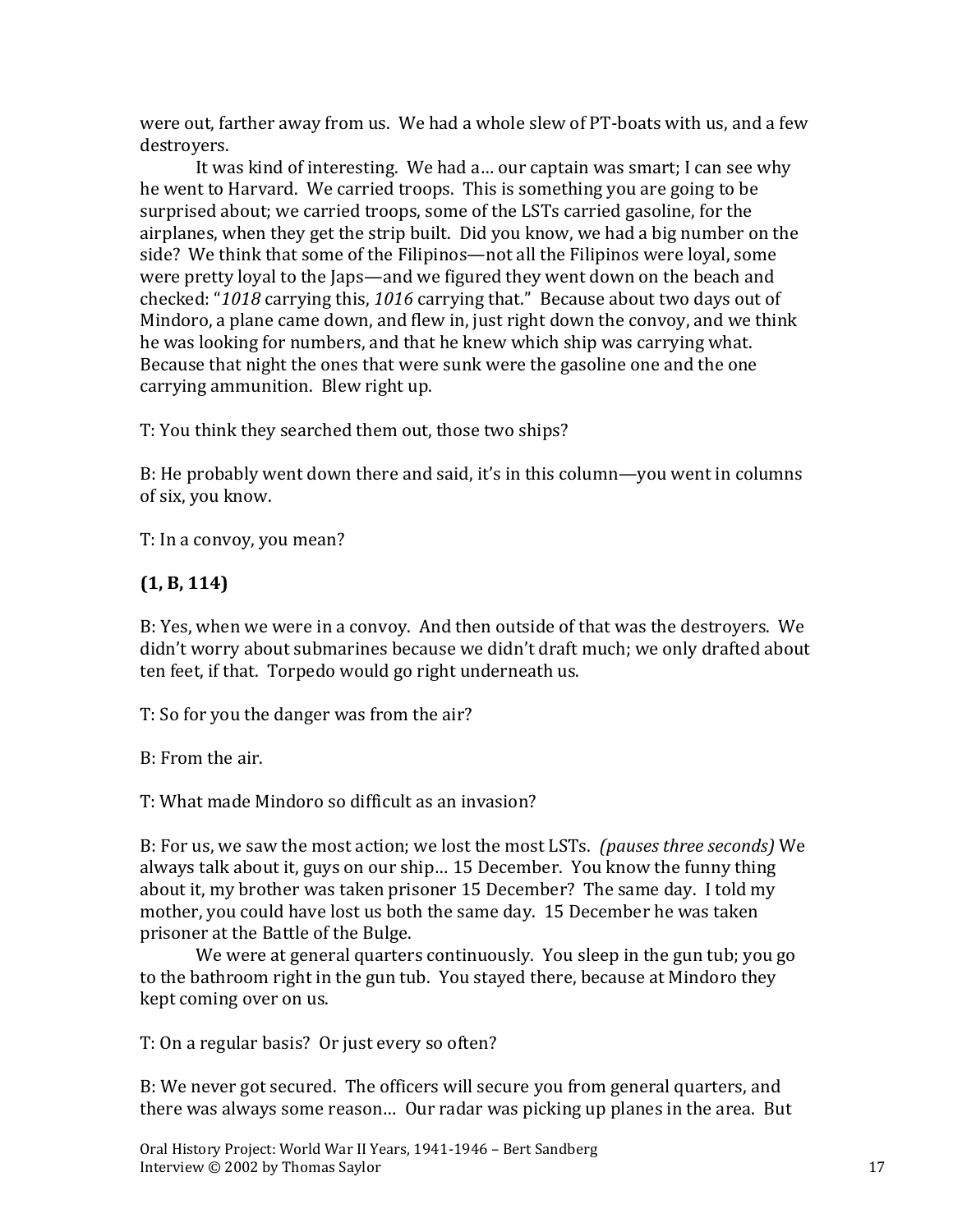were out, farther away from us. We had a whole slew of PT-boats with us, and a few destroyers.

It was kind of interesting. We had a… our captain was smart; I can see why he went to Harvard. We carried troops. This is something you are going to be surprised about; we carried troops, some of the LSTs carried gasoline, for the airplanes, when they get the strip built. Did you know, we had a big number on the side? We think that some of the Filipinos—not all the Filipinos were loyal, some were pretty loyal to the Japs—and we figured they went down on the beach and checked: "*1018* carrying this, *1016* carrying that." Because about two days out of Mindoro, a plane came down, and flew in, just right down the convoy, and we think he was looking for numbers, and that he knew which ship was carrying what. Because that night the ones that were sunk were the gasoline one and the one carrying ammunition. Blew right up.

T: You think they searched them out, those two ships?

B: He probably went down there and said, it's in this column—you went in columns of six, you know.

T: In a convoy, you mean?

**(1, B, 114)**

B: Yes, when we were in a convoy. And then outside of that was the destroyers. We didn't worry about submarines because we didn't draft much; we only drafted about ten feet, if that. Torpedo would go right underneath us.

T: So for you the danger was from the air?

B: From the air.

T: What made Mindoro so difficult as an invasion?

B: For us, we saw the most action; we lost the most LSTs. *(pauses three seconds)* We always talk about it, guys on our ship… 15 December. You know the funny thing about it, my brother was taken prisoner 15 December? The same day. I told my mother, you could have lost us both the same day. 15 December he was taken prisoner at the Battle of the Bulge.

We were at general quarters continuously. You sleep in the gun tub; you go to the bathroom right in the gun tub. You stayed there, because at Mindoro they kept coming over on us.

T: On a regular basis? Or just every so often?

B: We never got secured. The officers will secure you from general quarters, and there was always some reason… Our radar was picking up planes in the area. But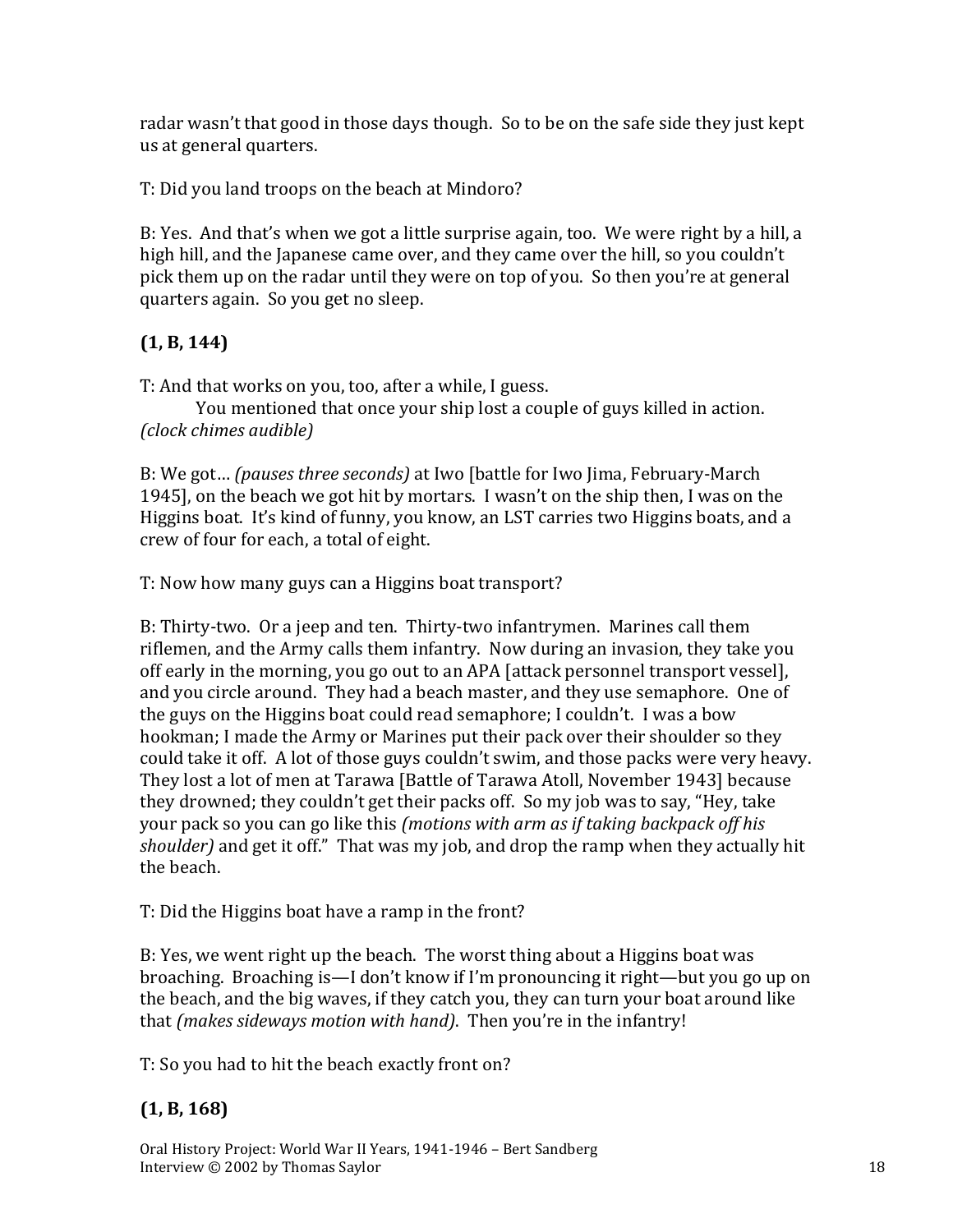radar wasn't that good in those days though. So to be on the safe side they just kept us at general quarters.

T: Did you land troops on the beach at Mindoro?

B: Yes. And that's when we got a little surprise again, too. We were right by a hill, a high hill, and the Japanese came over, and they came over the hill, so you couldn't pick them up on the radar until they were on top of you. So then you're at general quarters again. So you get no sleep.

**(1, B, 144)**

T: And that works on you, too, after a while, I guess.
You mentioned that once your ship lost a couple of guys killed in action. *(clock chimes audible)*

B: We got… *(pauses three seconds)* at Iwo [battle for Iwo Jima, February-March 1945], on the beach we got hit by mortars. I wasn't on the ship then, I was on the Higgins boat. It's kind of funny, you know, an LST carries two Higgins boats, and a crew of four for each, a total of eight.

T: Now how many guys can a Higgins boat transport?

B: Thirty-two. Or a jeep and ten. Thirty-two infantrymen. Marines call them riflemen, and the Army calls them infantry. Now during an invasion, they take you off early in the morning, you go out to an APA [attack personnel transport vessel], and you circle around. They had a beach master, and they use semaphore. One of the guys on the Higgins boat could read semaphore; I couldn't. I was a bow hookman; I made the Army or Marines put their pack over their shoulder so they could take it off. A lot of those guys couldn't swim, and those packs were very heavy. They lost a lot of men at Tarawa [Battle of Tarawa Atoll, November 1943] because they drowned; they couldn't get their packs off. So my job was to say, "Hey, take your pack so you can go like this *(motions with arm as if taking backpack off his shoulder)* and get it off." That was my job, and drop the ramp when they actually hit the beach.

T: Did the Higgins boat have a ramp in the front?

B: Yes, we went right up the beach. The worst thing about a Higgins boat was broaching. Broaching is—I don't know if I'm pronouncing it right—but you go up on the beach, and the big waves, if they catch you, they can turn your boat around like that *(makes sideways motion with hand)*. Then you're in the infantry!

T: So you had to hit the beach exactly front on?

**(1, B, 168)**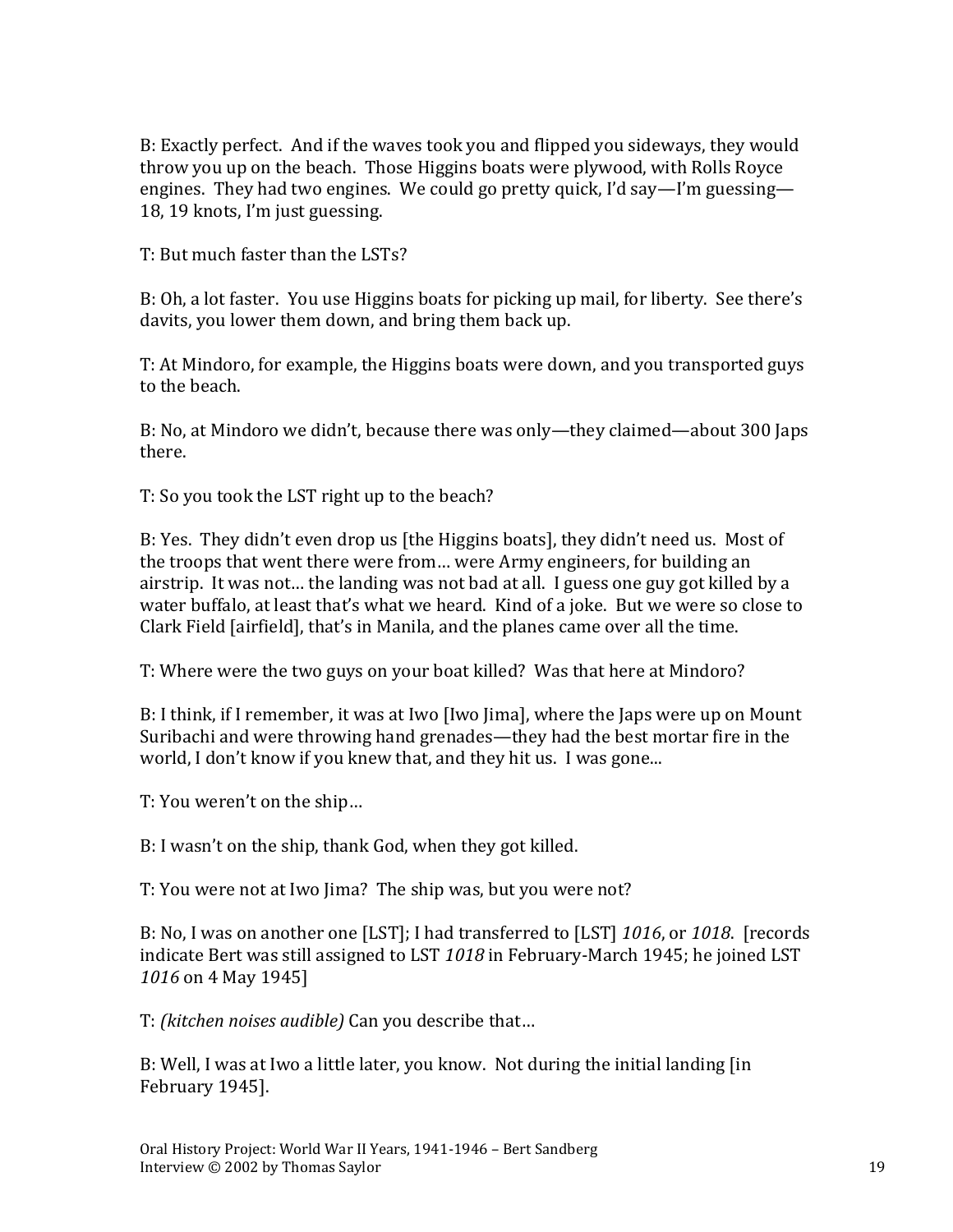B: Exactly perfect. And if the waves took you and flipped you sideways, they would throw you up on the beach. Those Higgins boats were plywood, with Rolls Royce engines. They had two engines. We could go pretty quick, I'd say—I'm guessing—18, 19 knots, I'm just guessing.

T: But much faster than the LSTs?

B: Oh, a lot faster. You use Higgins boats for picking up mail, for liberty. See there's davits, you lower them down, and bring them back up.

T: At Mindoro, for example, the Higgins boats were down, and you transported guys to the beach.

B: No, at Mindoro we didn't, because there was only—they claimed—about 300 Japs there.

T: So you took the LST right up to the beach?

B: Yes. They didn't even drop us [the Higgins boats], they didn't need us. Most of the troops that went there were from… were Army engineers, for building an airstrip. It was not… the landing was not bad at all. I guess one guy got killed by a water buffalo, at least that's what we heard. Kind of a joke. But we were so close to Clark Field [airfield], that's in Manila, and the planes came over all the time.

T: Where were the two guys on your boat killed? Was that here at Mindoro?

B: I think, if I remember, it was at Iwo [Iwo Jima], where the Japs were up on Mount Suribachi and were throwing hand grenades—they had the best mortar fire in the world, I don't know if you knew that, and they hit us. I was gone...

T: You weren't on the ship…

B: I wasn't on the ship, thank God, when they got killed.

T: You were not at Iwo Jima? The ship was, but you were not?

B: No, I was on another one [LST]; I had transferred to [LST] *1016*, or *1018*. [records indicate Bert was still assigned to LST *1018* in February-March 1945; he joined LST *1016* on 4 May 1945]

T: *(kitchen noises audible)* Can you describe that…

B: Well, I was at Iwo a little later, you know. Not during the initial landing [in February 1945].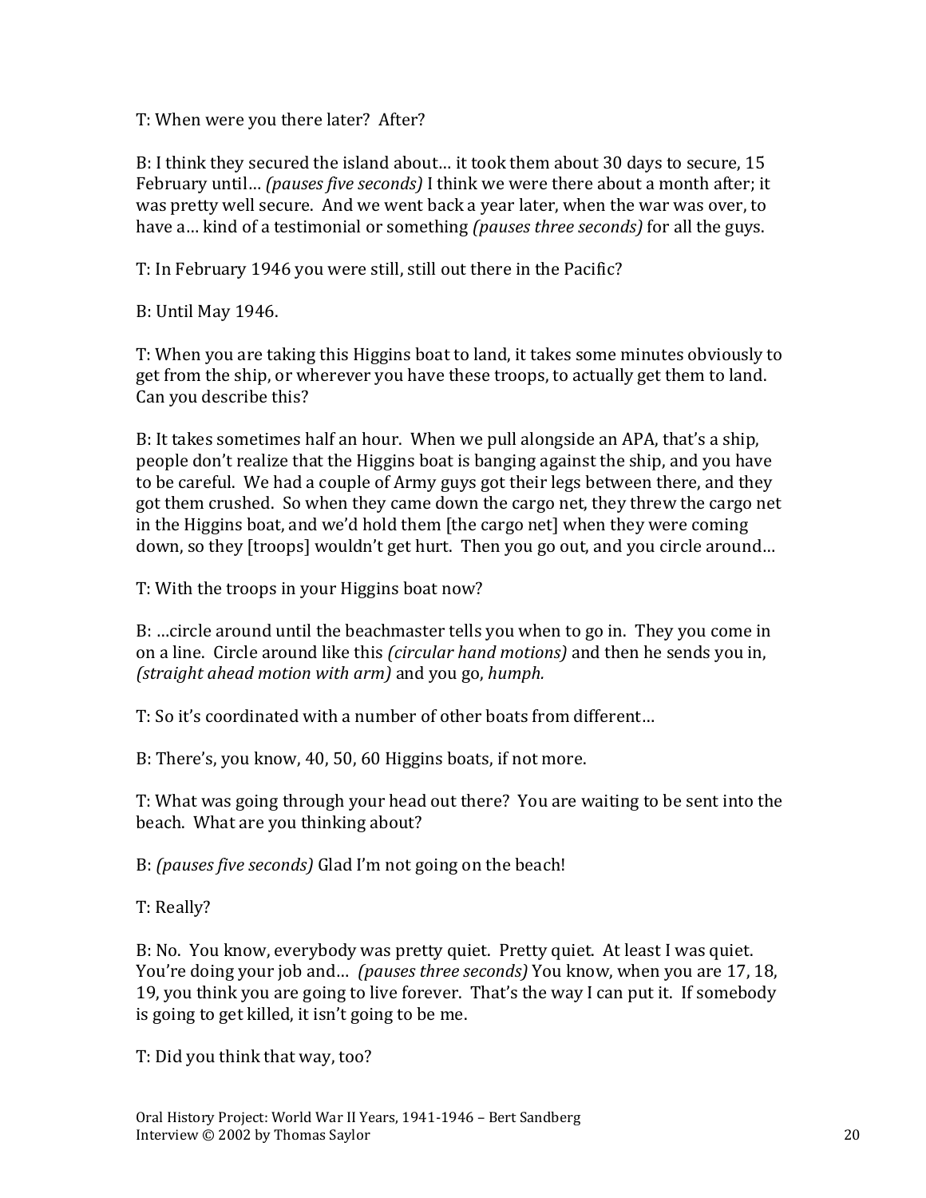T: When were you there later? After?

B: I think they secured the island about… it took them about 30 days to secure, 15 February until… *(pauses five seconds)* I think we were there about a month after; it was pretty well secure. And we went back a year later, when the war was over, to have a… kind of a testimonial or something *(pauses three seconds)* for all the guys.

T: In February 1946 you were still, still out there in the Pacific?

B: Until May 1946.

T: When you are taking this Higgins boat to land, it takes some minutes obviously to get from the ship, or wherever you have these troops, to actually get them to land. Can you describe this?

B: It takes sometimes half an hour. When we pull alongside an APA, that's a ship, people don't realize that the Higgins boat is banging against the ship, and you have to be careful. We had a couple of Army guys got their legs between there, and they got them crushed. So when they came down the cargo net, they threw the cargo net in the Higgins boat, and we'd hold them [the cargo net] when they were coming down, so they [troops] wouldn't get hurt. Then you go out, and you circle around…

T: With the troops in your Higgins boat now?

B: …circle around until the beachmaster tells you when to go in. They you come in on a line. Circle around like this *(circular hand motions)* and then he sends you in, *(straight ahead motion with arm)* and you go, *humph.*

T: So it's coordinated with a number of other boats from different…

B: There's, you know, 40, 50, 60 Higgins boats, if not more.

T: What was going through your head out there? You are waiting to be sent into the beach. What are you thinking about?

B: *(pauses five seconds)* Glad I'm not going on the beach!

T: Really?

B: No. You know, everybody was pretty quiet. Pretty quiet. At least I was quiet. You're doing your job and… *(pauses three seconds)* You know, when you are 17, 18, 19, you think you are going to live forever. That's the way I can put it. If somebody is going to get killed, it isn't going to be me.

T: Did you think that way, too?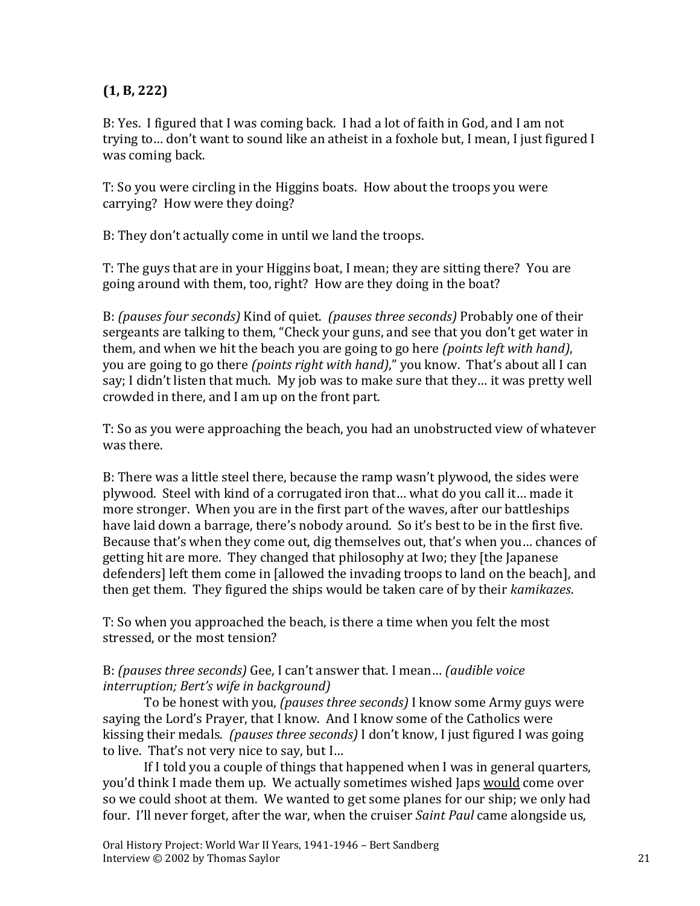**(1, B, 222)**

B: Yes. I figured that I was coming back. I had a lot of faith in God, and I am not trying to… don't want to sound like an atheist in a foxhole but, I mean, I just figured I was coming back.

T: So you were circling in the Higgins boats. How about the troops you were carrying? How were they doing?

B: They don't actually come in until we land the troops.

T: The guys that are in your Higgins boat, I mean; they are sitting there? You are going around with them, too, right? How are they doing in the boat?

B: *(pauses four seconds)* Kind of quiet. *(pauses three seconds)* Probably one of their sergeants are talking to them, "Check your guns, and see that you don't get water in them, and when we hit the beach you are going to go here *(points left with hand)*, you are going to go there *(points right with hand)*," you know. That's about all I can say; I didn't listen that much. My job was to make sure that they… it was pretty well crowded in there, and I am up on the front part.

T: So as you were approaching the beach, you had an unobstructed view of whatever was there.

B: There was a little steel there, because the ramp wasn't plywood, the sides were plywood. Steel with kind of a corrugated iron that… what do you call it… made it more stronger. When you are in the first part of the waves, after our battleships have laid down a barrage, there's nobody around. So it's best to be in the first five. Because that's when they come out, dig themselves out, that's when you… chances of getting hit are more. They changed that philosophy at Iwo; they [the Japanese defenders] left them come in [allowed the invading troops to land on the beach], and then get them. They figured the ships would be taken care of by their *kamikazes*.

T: So when you approached the beach, is there a time when you felt the most stressed, or the most tension?

B: *(pauses three seconds)* Gee, I can't answer that. I mean… *(audible voice interruption; Bert's wife in background)*

To be honest with you, *(pauses three seconds)* I know some Army guys were saying the Lord's Prayer, that I know. And I know some of the Catholics were kissing their medals. *(pauses three seconds)* I don't know, I just figured I was going to live. That's not very nice to say, but I…

If I told you a couple of things that happened when I was in general quarters, you'd think I made them up. We actually sometimes wished Japs would come over so we could shoot at them. We wanted to get some planes for our ship; we only had four. I'll never forget, after the war, when the cruiser *Saint Paul* came alongside us,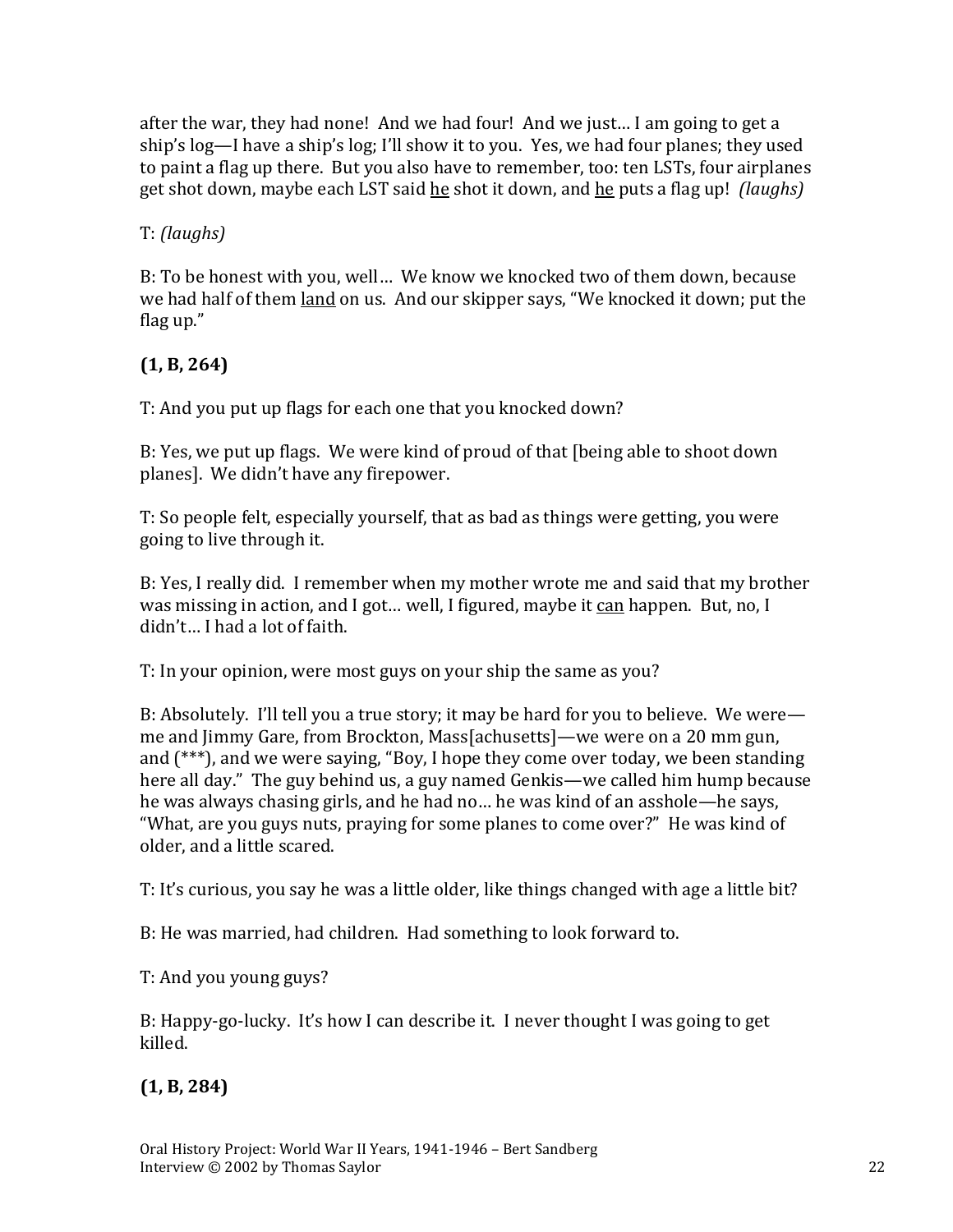after the war, they had none! And we had four! And we just… I am going to get a ship's log—I have a ship's log; I'll show it to you. Yes, we had four planes; they used to paint a flag up there. But you also have to remember, too: ten LSTs, four airplanes get shot down, maybe each LST said <u>he</u> shot it down, and <u>he</u> puts a flag up! *(laughs)*

T: *(laughs)*

B: To be honest with you, well… We know we knocked two of them down, because we had half of them <u>land</u> on us. And our skipper says, "We knocked it down; put the flag up."

**(1, B, 264)**

T: And you put up flags for each one that you knocked down?

B: Yes, we put up flags. We were kind of proud of that [being able to shoot down planes]. We didn't have any firepower.

T: So people felt, especially yourself, that as bad as things were getting, you were going to live through it.

B: Yes, I really did. I remember when my mother wrote me and said that my brother was missing in action, and I got… well, I figured, maybe it <u>can</u> happen. But, no, I didn't… I had a lot of faith.

T: In your opinion, were most guys on your ship the same as you?

B: Absolutely. I'll tell you a true story; it may be hard for you to believe. We were—me and Jimmy Gare, from Brockton, Mass[achusetts]—we were on a 20 mm gun, and (***), and we were saying, "Boy, I hope they come over today, we been standing here all day." The guy behind us, a guy named Genkis—we called him hump because he was always chasing girls, and he had no… he was kind of an asshole—he says, "What, are you guys nuts, praying for some planes to come over?" He was kind of older, and a little scared.

T: It's curious, you say he was a little older, like things changed with age a little bit?

B: He was married, had children. Had something to look forward to.

T: And you young guys?

B: Happy-go-lucky. It's how I can describe it. I never thought I was going to get killed.

**(1, B, 284)**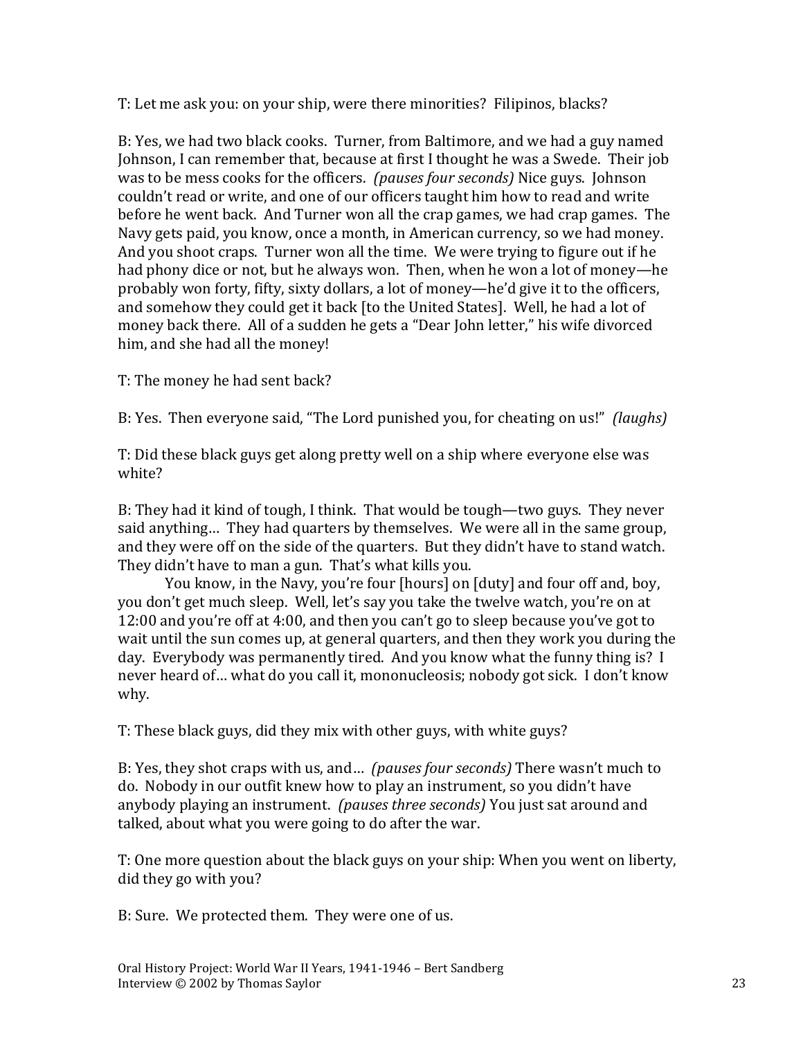T: Let me ask you: on your ship, were there minorities? Filipinos, blacks?

B: Yes, we had two black cooks. Turner, from Baltimore, and we had a guy named Johnson, I can remember that, because at first I thought he was a Swede. Their job was to be mess cooks for the officers. *(pauses four seconds)* Nice guys. Johnson couldn't read or write, and one of our officers taught him how to read and write before he went back. And Turner won all the crap games, we had crap games. The Navy gets paid, you know, once a month, in American currency, so we had money. And you shoot craps. Turner won all the time. We were trying to figure out if he had phony dice or not, but he always won. Then, when he won a lot of money—he probably won forty, fifty, sixty dollars, a lot of money—he'd give it to the officers, and somehow they could get it back [to the United States]. Well, he had a lot of money back there. All of a sudden he gets a "Dear John letter," his wife divorced him, and she had all the money!

T: The money he had sent back?

B: Yes. Then everyone said, "The Lord punished you, for cheating on us!" *(laughs)*

T: Did these black guys get along pretty well on a ship where everyone else was white?

B: They had it kind of tough, I think. That would be tough—two guys. They never said anything… They had quarters by themselves. We were all in the same group, and they were off on the side of the quarters. But they didn't have to stand watch. They didn't have to man a gun. That's what kills you.

You know, in the Navy, you're four [hours] on [duty] and four off and, boy, you don't get much sleep. Well, let's say you take the twelve watch, you're on at 12:00 and you're off at 4:00, and then you can't go to sleep because you've got to wait until the sun comes up, at general quarters, and then they work you during the day. Everybody was permanently tired. And you know what the funny thing is? I never heard of… what do you call it, mononucleosis; nobody got sick. I don't know why.

T: These black guys, did they mix with other guys, with white guys?

B: Yes, they shot craps with us, and… *(pauses four seconds)* There wasn't much to do. Nobody in our outfit knew how to play an instrument, so you didn't have anybody playing an instrument. *(pauses three seconds)* You just sat around and talked, about what you were going to do after the war.

T: One more question about the black guys on your ship: When you went on liberty, did they go with you?

B: Sure. We protected them. They were one of us.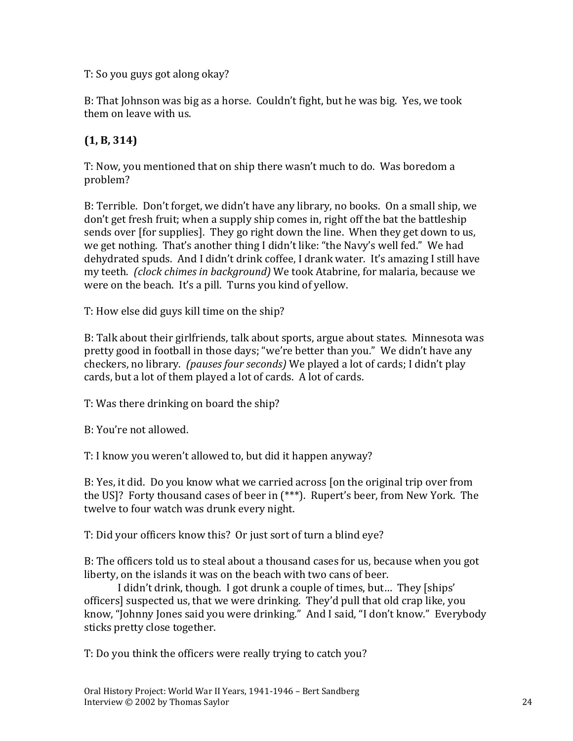T: So you guys got along okay?

B: That Johnson was big as a horse. Couldn't fight, but he was big. Yes, we took them on leave with us.

**(1, B, 314)**

T: Now, you mentioned that on ship there wasn't much to do. Was boredom a problem?

B: Terrible. Don't forget, we didn't have any library, no books. On a small ship, we don't get fresh fruit; when a supply ship comes in, right off the bat the battleship sends over [for supplies]. They go right down the line. When they get down to us, we get nothing. That's another thing I didn't like: "the Navy's well fed." We had dehydrated spuds. And I didn't drink coffee, I drank water. It's amazing I still have my teeth. *(clock chimes in background)* We took Atabrine, for malaria, because we were on the beach. It's a pill. Turns you kind of yellow.

T: How else did guys kill time on the ship?

B: Talk about their girlfriends, talk about sports, argue about states. Minnesota was pretty good in football in those days; "we're better than you." We didn't have any checkers, no library. *(pauses four seconds)* We played a lot of cards; I didn't play cards, but a lot of them played a lot of cards. A lot of cards.

T: Was there drinking on board the ship?

B: You're not allowed.

T: I know you weren't allowed to, but did it happen anyway?

B: Yes, it did. Do you know what we carried across [on the original trip over from the US]? Forty thousand cases of beer in (***). Rupert's beer, from New York. The twelve to four watch was drunk every night.

T: Did your officers know this? Or just sort of turn a blind eye?

B: The officers told us to steal about a thousand cases for us, because when you got liberty, on the islands it was on the beach with two cans of beer.

I didn't drink, though. I got drunk a couple of times, but… They [ships' officers] suspected us, that we were drinking. They'd pull that old crap like, you know, "Johnny Jones said you were drinking." And I said, "I don't know." Everybody sticks pretty close together.

T: Do you think the officers were really trying to catch you?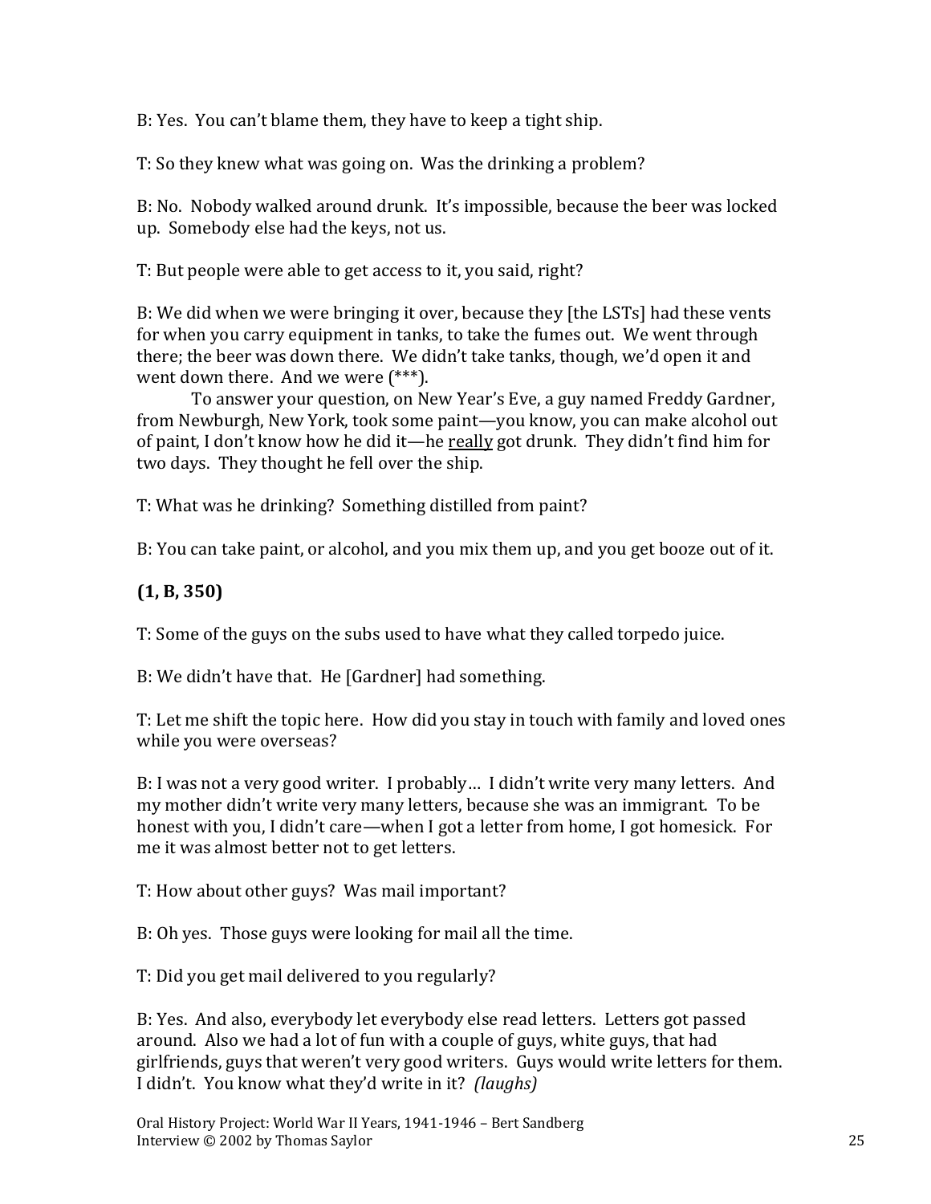B: Yes. You can't blame them, they have to keep a tight ship.

T: So they knew what was going on. Was the drinking a problem?

B: No. Nobody walked around drunk. It's impossible, because the beer was locked up. Somebody else had the keys, not us.

T: But people were able to get access to it, you said, right?

B: We did when we were bringing it over, because they [the LSTs] had these vents for when you carry equipment in tanks, to take the fumes out. We went through there; the beer was down there. We didn't take tanks, though, we'd open it and went down there. And we were (***).

To answer your question, on New Year's Eve, a guy named Freddy Gardner, from Newburgh, New York, took some paint—you know, you can make alcohol out of paint, I don't know how he did it—he <u>really</u> got drunk. They didn't find him for two days. They thought he fell over the ship.

T: What was he drinking? Something distilled from paint?

B: You can take paint, or alcohol, and you mix them up, and you get booze out of it.

**(1, B, 350)**

T: Some of the guys on the subs used to have what they called torpedo juice.

B: We didn't have that. He [Gardner] had something.

T: Let me shift the topic here. How did you stay in touch with family and loved ones while you were overseas?

B: I was not a very good writer. I probably… I didn't write very many letters. And my mother didn't write very many letters, because she was an immigrant. To be honest with you, I didn't care—when I got a letter from home, I got homesick. For me it was almost better not to get letters.

T: How about other guys? Was mail important?

B: Oh yes. Those guys were looking for mail all the time.

T: Did you get mail delivered to you regularly?

B: Yes. And also, everybody let everybody else read letters. Letters got passed around. Also we had a lot of fun with a couple of guys, white guys, that had girlfriends, guys that weren't very good writers. Guys would write letters for them. I didn't. You know what they'd write in it? *(laughs)*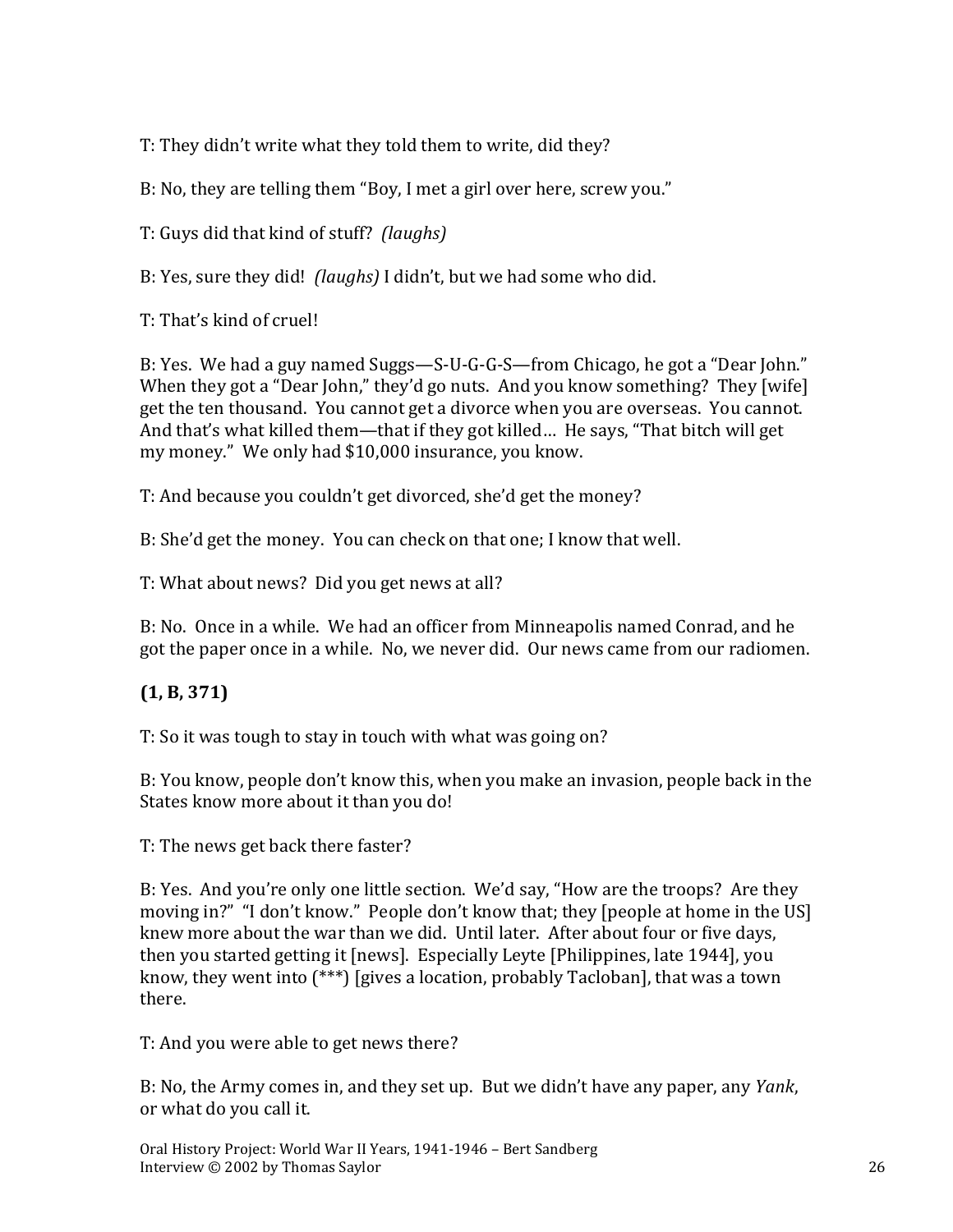T: They didn't write what they told them to write, did they?

B: No, they are telling them "Boy, I met a girl over here, screw you."

T: Guys did that kind of stuff? *(laughs)*

B: Yes, sure they did! *(laughs)* I didn't, but we had some who did.

T: That's kind of cruel!

B: Yes. We had a guy named Suggs—S-U-G-G-S—from Chicago, he got a "Dear John." When they got a "Dear John," they'd go nuts. And you know something? They [wife] get the ten thousand. You cannot get a divorce when you are overseas. You cannot. And that's what killed them—that if they got killed… He says, "That bitch will get my money." We only had $10,000 insurance, you know.

T: And because you couldn't get divorced, she'd get the money?

B: She'd get the money. You can check on that one; I know that well.

T: What about news? Did you get news at all?

B: No. Once in a while. We had an officer from Minneapolis named Conrad, and he got the paper once in a while. No, we never did. Our news came from our radiomen.

**(1, B, 371)**

T: So it was tough to stay in touch with what was going on?

B: You know, people don't know this, when you make an invasion, people back in the States know more about it than you do!

T: The news get back there faster?

B: Yes. And you're only one little section. We'd say, "How are the troops? Are they moving in?" "I don't know." People don't know that; they [people at home in the US] knew more about the war than we did. Until later. After about four or five days, then you started getting it [news]. Especially Leyte [Philippines, late 1944], you know, they went into (***) [gives a location, probably Tacloban], that was a town there.

T: And you were able to get news there?

B: No, the Army comes in, and they set up. But we didn't have any paper, any *Yank*, or what do you call it.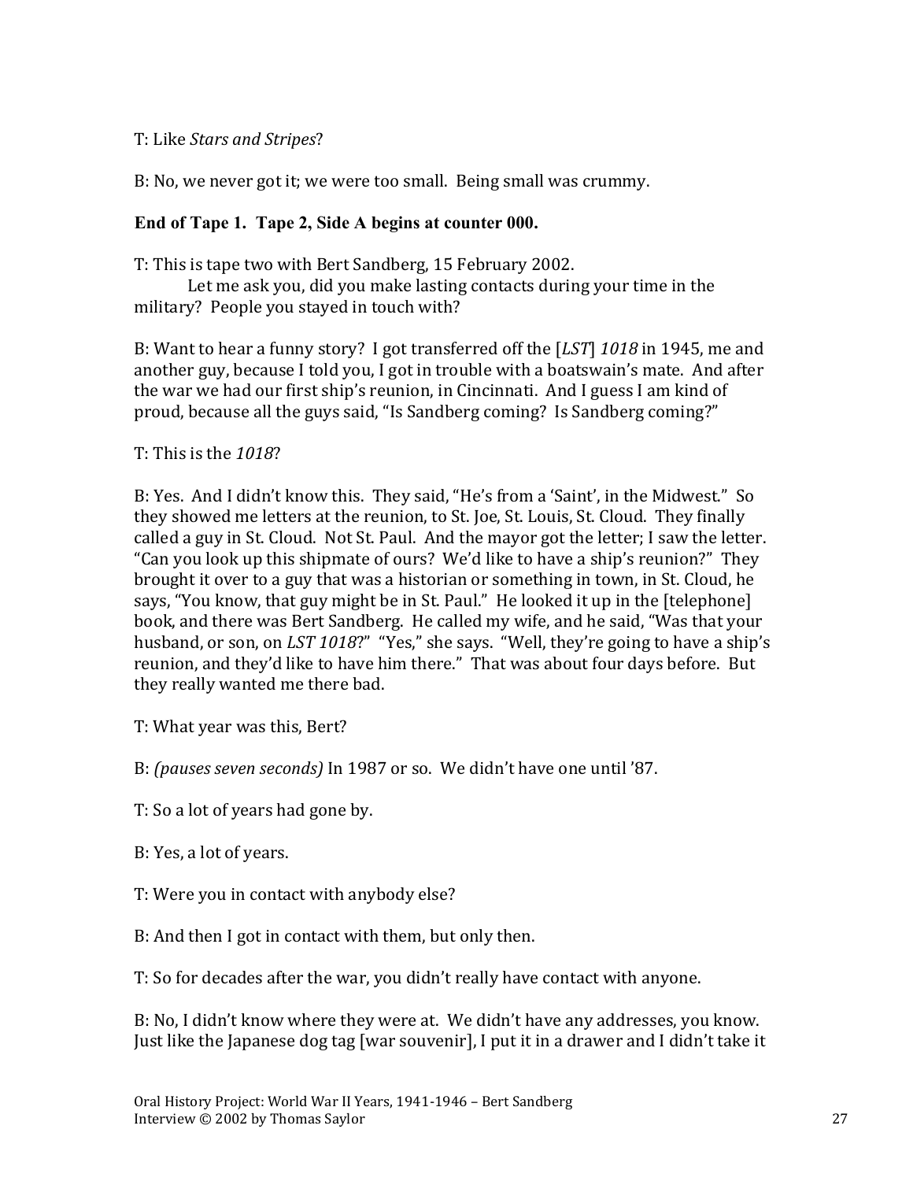T: Like *Stars and Stripes*?

B: No, we never got it; we were too small. Being small was crummy.

**End of Tape 1. Tape 2, Side A begins at counter 000.**

T: This is tape two with Bert Sandberg, 15 February 2002.

Let me ask you, did you make lasting contacts during your time in the military? People you stayed in touch with?

B: Want to hear a funny story? I got transferred off the [*LST*] *1018* in 1945, me and another guy, because I told you, I got in trouble with a boatswain's mate. And after the war we had our first ship's reunion, in Cincinnati. And I guess I am kind of proud, because all the guys said, "Is Sandberg coming? Is Sandberg coming?"

T: This is the *1018*?

B: Yes. And I didn't know this. They said, "He's from a 'Saint', in the Midwest." So they showed me letters at the reunion, to St. Joe, St. Louis, St. Cloud. They finally called a guy in St. Cloud. Not St. Paul. And the mayor got the letter; I saw the letter. "Can you look up this shipmate of ours? We'd like to have a ship's reunion?" They brought it over to a guy that was a historian or something in town, in St. Cloud, he says, "You know, that guy might be in St. Paul." He looked it up in the [telephone] book, and there was Bert Sandberg. He called my wife, and he said, "Was that your husband, or son, on *LST 1018*?" "Yes," she says. "Well, they're going to have a ship's reunion, and they'd like to have him there." That was about four days before. But they really wanted me there bad.

T: What year was this, Bert?

B: *(pauses seven seconds)* In 1987 or so. We didn't have one until '87.

T: So a lot of years had gone by.

B: Yes, a lot of years.

T: Were you in contact with anybody else?

B: And then I got in contact with them, but only then.

T: So for decades after the war, you didn't really have contact with anyone.

B: No, I didn't know where they were at. We didn't have any addresses, you know. Just like the Japanese dog tag [war souvenir], I put it in a drawer and I didn't take it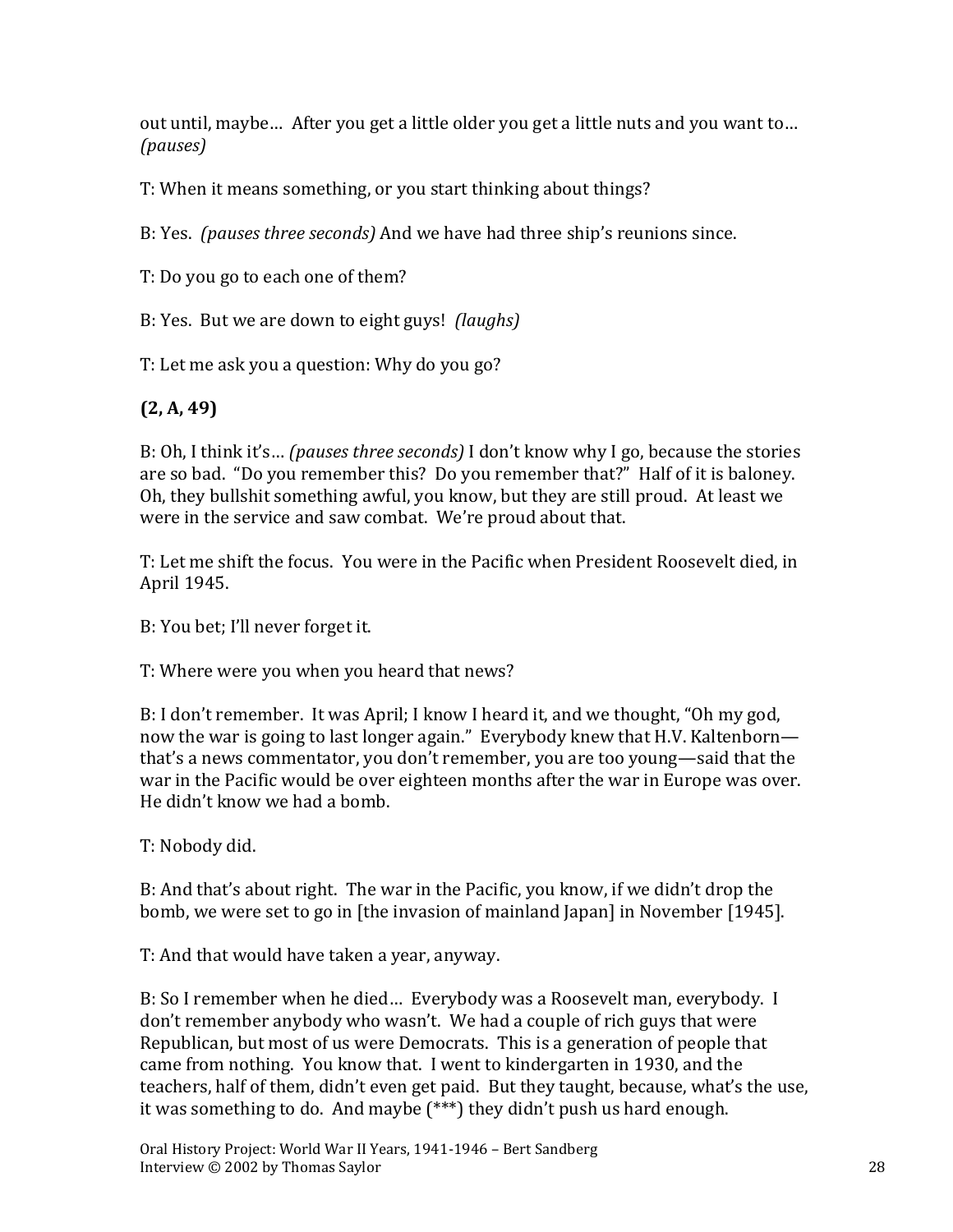out until, maybe… After you get a little older you get a little nuts and you want to… *(pauses)*

T: When it means something, or you start thinking about things?

B: Yes. *(pauses three seconds)* And we have had three ship's reunions since.

T: Do you go to each one of them?

B: Yes. But we are down to eight guys! *(laughs)*

T: Let me ask you a question: Why do you go?

**(2, A, 49)**

B: Oh, I think it's… *(pauses three seconds)* I don't know why I go, because the stories are so bad. "Do you remember this? Do you remember that?" Half of it is baloney. Oh, they bullshit something awful, you know, but they are still proud. At least we were in the service and saw combat. We're proud about that.

T: Let me shift the focus. You were in the Pacific when President Roosevelt died, in April 1945.

B: You bet; I'll never forget it.

T: Where were you when you heard that news?

B: I don't remember. It was April; I know I heard it, and we thought, "Oh my god, now the war is going to last longer again." Everybody knew that H.V. Kaltenborn—that's a news commentator, you don't remember, you are too young—said that the war in the Pacific would be over eighteen months after the war in Europe was over. He didn't know we had a bomb.

T: Nobody did.

B: And that's about right. The war in the Pacific, you know, if we didn't drop the bomb, we were set to go in [the invasion of mainland Japan] in November [1945].

T: And that would have taken a year, anyway.

B: So I remember when he died… Everybody was a Roosevelt man, everybody. I don't remember anybody who wasn't. We had a couple of rich guys that were Republican, but most of us were Democrats. This is a generation of people that came from nothing. You know that. I went to kindergarten in 1930, and the teachers, half of them, didn't even get paid. But they taught, because, what's the use, it was something to do. And maybe (***) they didn't push us hard enough.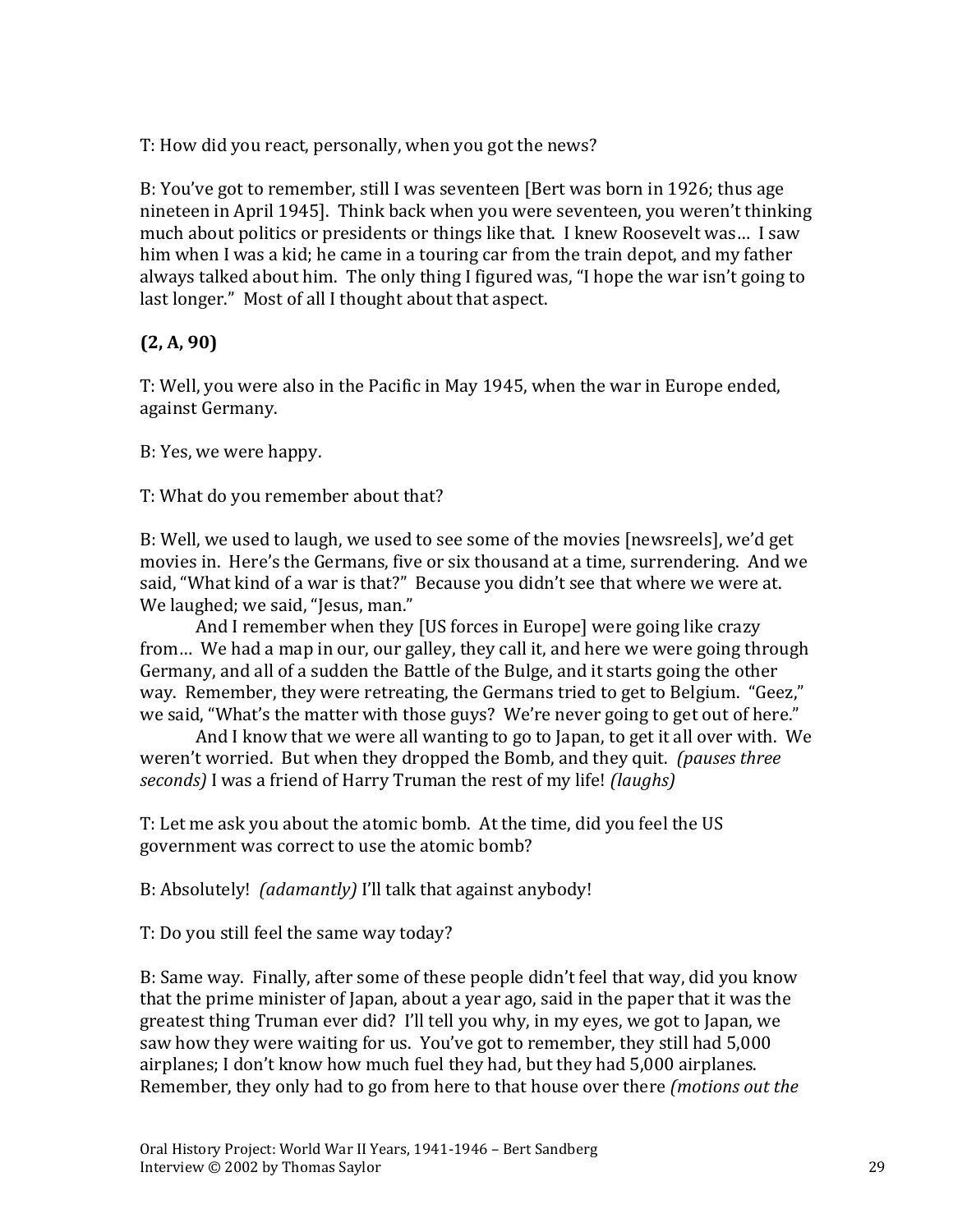T: How did you react, personally, when you got the news?

B: You've got to remember, still I was seventeen [Bert was born in 1926; thus age nineteen in April 1945]. Think back when you were seventeen, you weren't thinking much about politics or presidents or things like that. I knew Roosevelt was… I saw him when I was a kid; he came in a touring car from the train depot, and my father always talked about him. The only thing I figured was, "I hope the war isn't going to last longer." Most of all I thought about that aspect.

**(2, A, 90)**

T: Well, you were also in the Pacific in May 1945, when the war in Europe ended, against Germany.

B: Yes, we were happy.

T: What do you remember about that?

B: Well, we used to laugh, we used to see some of the movies [newsreels], we'd get movies in. Here's the Germans, five or six thousand at a time, surrendering. And we said, "What kind of a war is that?" Because you didn't see that where we were at. We laughed; we said, "Jesus, man."

And I remember when they [US forces in Europe] were going like crazy from… We had a map in our, our galley, they call it, and here we were going through Germany, and all of a sudden the Battle of the Bulge, and it starts going the other way. Remember, they were retreating, the Germans tried to get to Belgium. "Geez," we said, "What's the matter with those guys? We're never going to get out of here."

And I know that we were all wanting to go to Japan, to get it all over with. We weren't worried. But when they dropped the Bomb, and they quit. *(pauses three seconds)* I was a friend of Harry Truman the rest of my life! *(laughs)*

T: Let me ask you about the atomic bomb. At the time, did you feel the US government was correct to use the atomic bomb?

B: Absolutely! *(adamantly)* I'll talk that against anybody!

T: Do you still feel the same way today?

B: Same way. Finally, after some of these people didn't feel that way, did you know that the prime minister of Japan, about a year ago, said in the paper that it was the greatest thing Truman ever did? I'll tell you why, in my eyes, we got to Japan, we saw how they were waiting for us. You've got to remember, they still had 5,000 airplanes; I don't know how much fuel they had, but they had 5,000 airplanes. Remember, they only had to go from here to that house over there *(motions out the*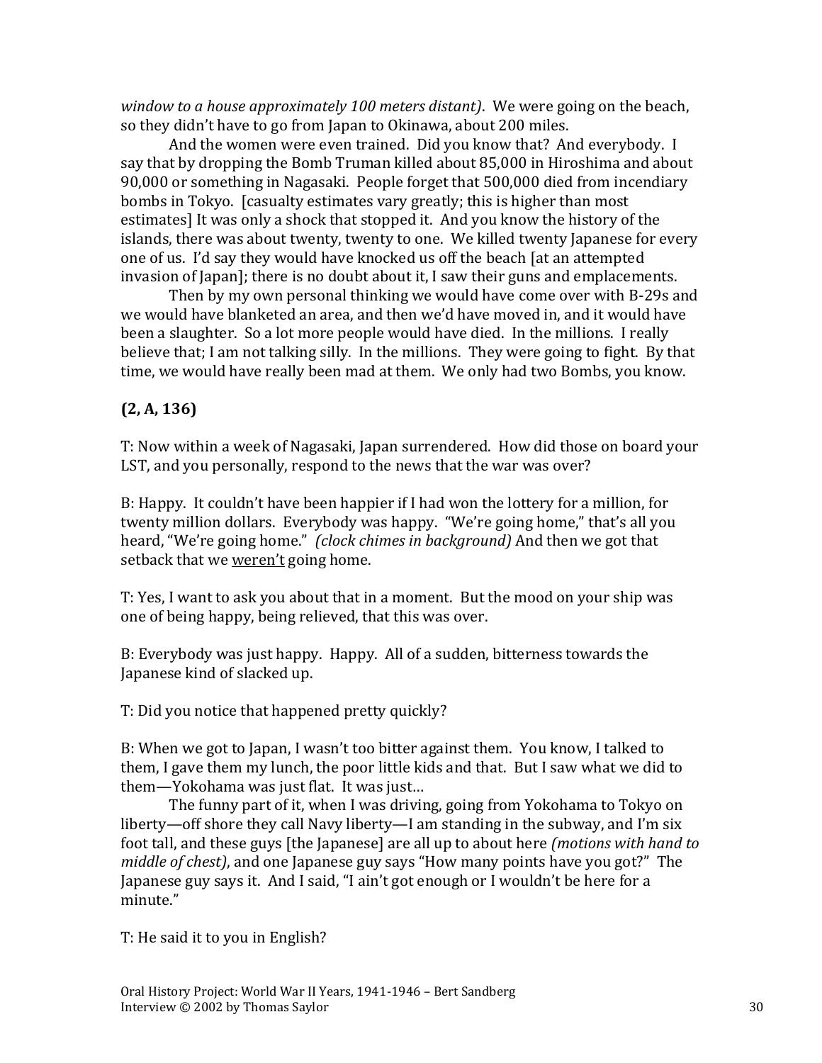*window to a house approximately 100 meters distant)*. We were going on the beach, so they didn't have to go from Japan to Okinawa, about 200 miles.

And the women were even trained. Did you know that? And everybody. I say that by dropping the Bomb Truman killed about 85,000 in Hiroshima and about 90,000 or something in Nagasaki. People forget that 500,000 died from incendiary bombs in Tokyo. [casualty estimates vary greatly; this is higher than most estimates] It was only a shock that stopped it. And you know the history of the islands, there was about twenty, twenty to one. We killed twenty Japanese for every one of us. I'd say they would have knocked us off the beach [at an attempted invasion of Japan]; there is no doubt about it, I saw their guns and emplacements.

Then by my own personal thinking we would have come over with B-29s and we would have blanketed an area, and then we'd have moved in, and it would have been a slaughter. So a lot more people would have died. In the millions. I really believe that; I am not talking silly. In the millions. They were going to fight. By that time, we would have really been mad at them. We only had two Bombs, you know.

**(2, A, 136)**

T: Now within a week of Nagasaki, Japan surrendered. How did those on board your LST, and you personally, respond to the news that the war was over?

B: Happy. It couldn't have been happier if I had won the lottery for a million, for twenty million dollars. Everybody was happy. "We're going home," that's all you heard, "We're going home." *(clock chimes in background)* And then we got that setback that we <u>weren't</u> going home.

T: Yes, I want to ask you about that in a moment. But the mood on your ship was one of being happy, being relieved, that this was over.

B: Everybody was just happy. Happy. All of a sudden, bitterness towards the Japanese kind of slacked up.

T: Did you notice that happened pretty quickly?

B: When we got to Japan, I wasn't too bitter against them. You know, I talked to them, I gave them my lunch, the poor little kids and that. But I saw what we did to them—Yokohama was just flat. It was just...

The funny part of it, when I was driving, going from Yokohama to Tokyo on liberty—off shore they call Navy liberty—I am standing in the subway, and I'm six foot tall, and these guys [the Japanese] are all up to about here *(motions with hand to middle of chest)*, and one Japanese guy says "How many points have you got?" The Japanese guy says it. And I said, "I ain't got enough or I wouldn't be here for a minute."

T: He said it to you in English?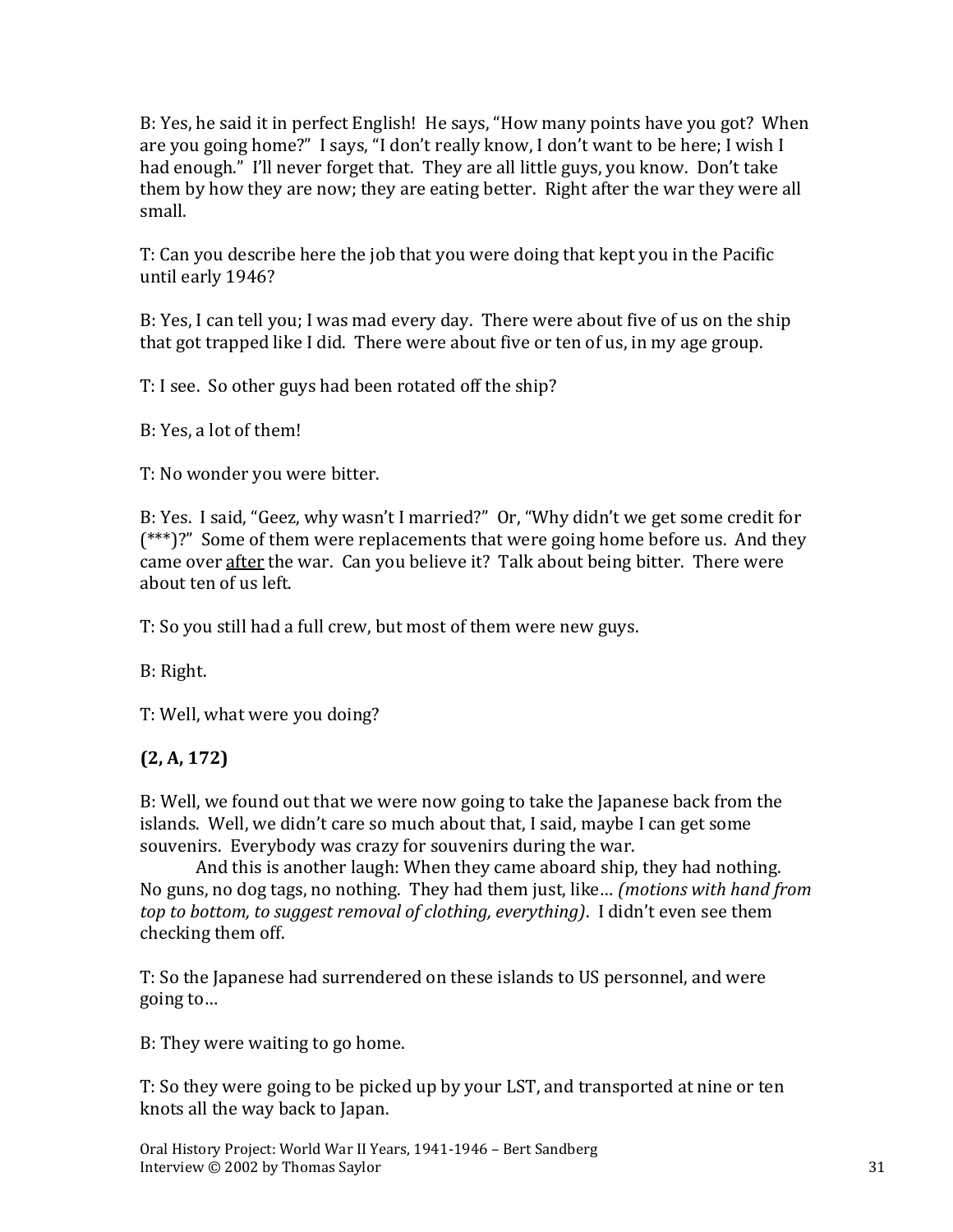B: Yes, he said it in perfect English! He says, "How many points have you got? When are you going home?" I says, "I don't really know, I don't want to be here; I wish I had enough." I'll never forget that. They are all little guys, you know. Don't take them by how they are now; they are eating better. Right after the war they were all small.

T: Can you describe here the job that you were doing that kept you in the Pacific until early 1946?

B: Yes, I can tell you; I was mad every day. There were about five of us on the ship that got trapped like I did. There were about five or ten of us, in my age group.

T: I see. So other guys had been rotated off the ship?

B: Yes, a lot of them!

T: No wonder you were bitter.

B: Yes. I said, "Geez, why wasn't I married?" Or, "Why didn't we get some credit for (***)?" Some of them were replacements that were going home before us. And they came over <u>after</u> the war. Can you believe it? Talk about being bitter. There were about ten of us left.

T: So you still had a full crew, but most of them were new guys.

B: Right.

T: Well, what were you doing?

**(2, A, 172)**

B: Well, we found out that we were now going to take the Japanese back from the islands. Well, we didn't care so much about that, I said, maybe I can get some souvenirs. Everybody was crazy for souvenirs during the war.

And this is another laugh: When they came aboard ship, they had nothing. No guns, no dog tags, no nothing. They had them just, like… *(motions with hand from top to bottom, to suggest removal of clothing, everything)*. I didn't even see them checking them off.

T: So the Japanese had surrendered on these islands to US personnel, and were going to…

B: They were waiting to go home.

T: So they were going to be picked up by your LST, and transported at nine or ten knots all the way back to Japan.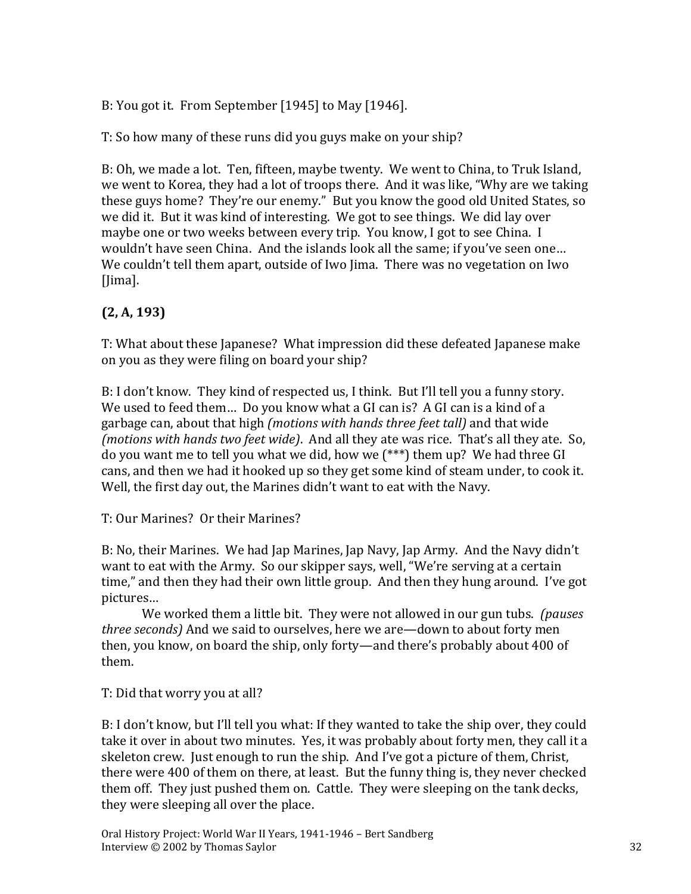B: You got it. From September [1945] to May [1946].

T: So how many of these runs did you guys make on your ship?

B: Oh, we made a lot. Ten, fifteen, maybe twenty. We went to China, to Truk Island, we went to Korea, they had a lot of troops there. And it was like, "Why are we taking these guys home? They're our enemy." But you know the good old United States, so we did it. But it was kind of interesting. We got to see things. We did lay over maybe one or two weeks between every trip. You know, I got to see China. I wouldn't have seen China. And the islands look all the same; if you've seen one… We couldn't tell them apart, outside of Iwo Jima. There was no vegetation on Iwo [Jima].

**(2, A, 193)**

T: What about these Japanese? What impression did these defeated Japanese make on you as they were filing on board your ship?

B: I don't know. They kind of respected us, I think. But I'll tell you a funny story. We used to feed them… Do you know what a GI can is? A GI can is a kind of a garbage can, about that high *(motions with hands three feet tall)* and that wide *(motions with hands two feet wide)*. And all they ate was rice. That's all they ate. So, do you want me to tell you what we did, how we (***) them up? We had three GI cans, and then we had it hooked up so they get some kind of steam under, to cook it. Well, the first day out, the Marines didn't want to eat with the Navy.

T: Our Marines? Or their Marines?

B: No, their Marines. We had Jap Marines, Jap Navy, Jap Army. And the Navy didn't want to eat with the Army. So our skipper says, well, "We're serving at a certain time," and then they had their own little group. And then they hung around. I've got pictures…

We worked them a little bit. They were not allowed in our gun tubs. *(pauses three seconds)* And we said to ourselves, here we are—down to about forty men then, you know, on board the ship, only forty—and there's probably about 400 of them.

T: Did that worry you at all?

B: I don't know, but I'll tell you what: If they wanted to take the ship over, they could take it over in about two minutes. Yes, it was probably about forty men, they call it a skeleton crew. Just enough to run the ship. And I've got a picture of them, Christ, there were 400 of them on there, at least. But the funny thing is, they never checked them off. They just pushed them on. Cattle. They were sleeping on the tank decks, they were sleeping all over the place.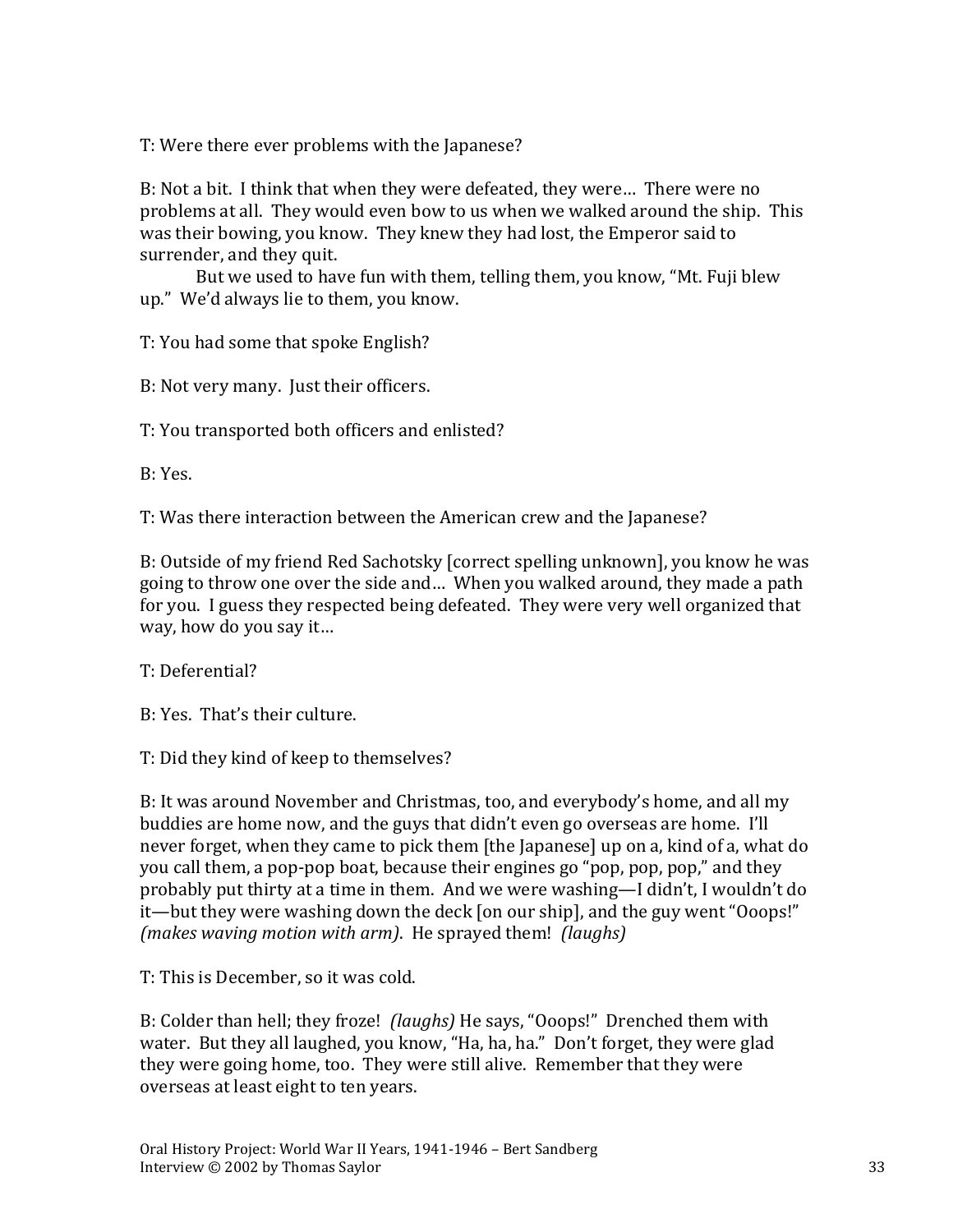T: Were there ever problems with the Japanese?

B: Not a bit. I think that when they were defeated, they were… There were no problems at all. They would even bow to us when we walked around the ship. This was their bowing, you know. They knew they had lost, the Emperor said to surrender, and they quit.

But we used to have fun with them, telling them, you know, "Mt. Fuji blew up." We'd always lie to them, you know.

T: You had some that spoke English?

B: Not very many. Just their officers.

T: You transported both officers and enlisted?

B: Yes.

T: Was there interaction between the American crew and the Japanese?

B: Outside of my friend Red Sachotsky [correct spelling unknown], you know he was going to throw one over the side and… When you walked around, they made a path for you. I guess they respected being defeated. They were very well organized that way, how do you say it…

T: Deferential?

B: Yes. That's their culture.

T: Did they kind of keep to themselves?

B: It was around November and Christmas, too, and everybody's home, and all my buddies are home now, and the guys that didn't even go overseas are home. I'll never forget, when they came to pick them [the Japanese] up on a, kind of a, what do you call them, a pop-pop boat, because their engines go "pop, pop, pop," and they probably put thirty at a time in them. And we were washing—I didn't, I wouldn't do it—but they were washing down the deck [on our ship], and the guy went "Ooops!" *(makes waving motion with arm)*. He sprayed them! *(laughs)*

T: This is December, so it was cold.

B: Colder than hell; they froze! *(laughs)* He says, "Ooops!" Drenched them with water. But they all laughed, you know, "Ha, ha, ha." Don't forget, they were glad they were going home, too. They were still alive. Remember that they were overseas at least eight to ten years.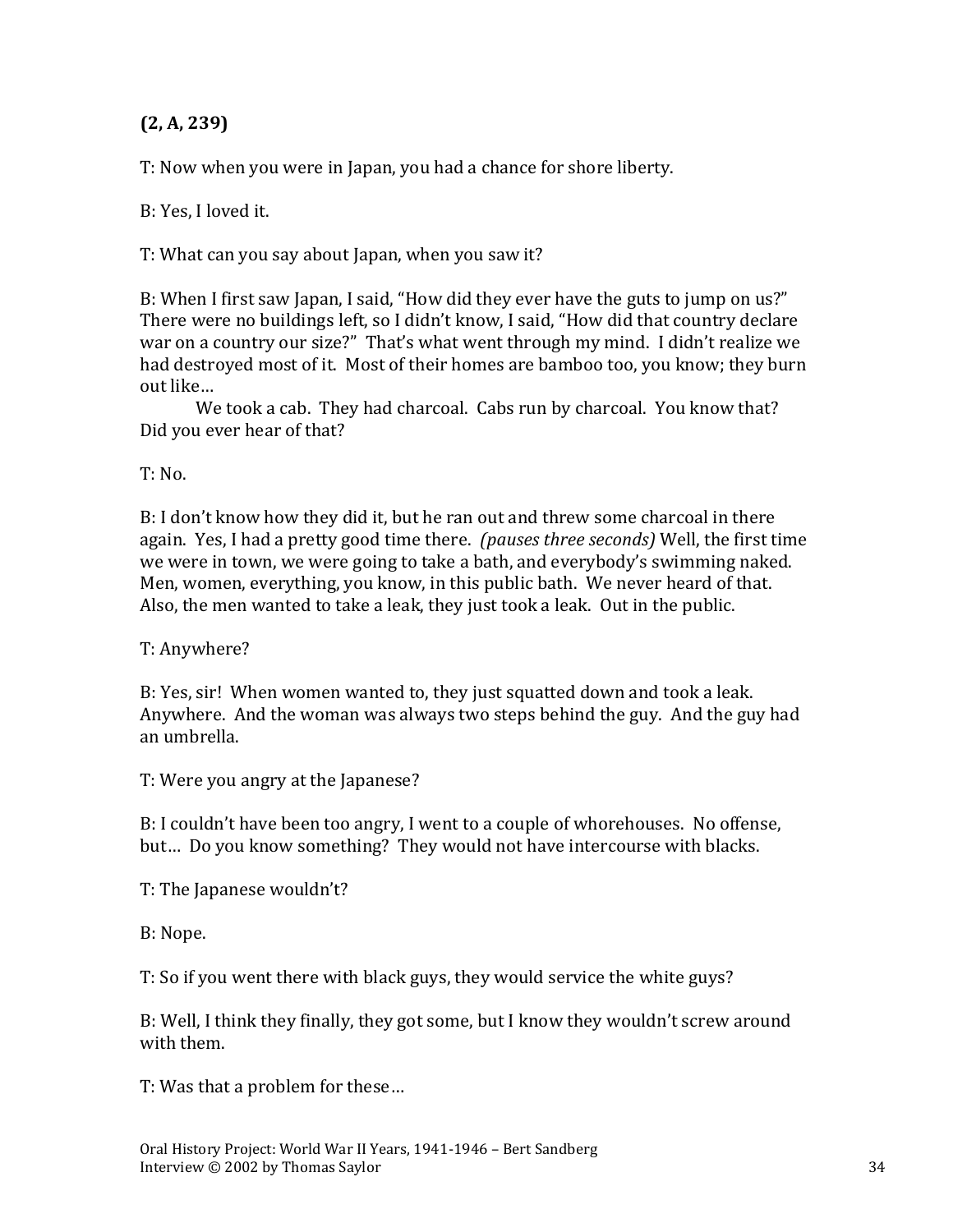**(2, A, 239)**

T: Now when you were in Japan, you had a chance for shore liberty.

B: Yes, I loved it.

T: What can you say about Japan, when you saw it?

B: When I first saw Japan, I said, "How did they ever have the guts to jump on us?" There were no buildings left, so I didn't know, I said, "How did that country declare war on a country our size?" That's what went through my mind. I didn't realize we had destroyed most of it. Most of their homes are bamboo too, you know; they burn out like…

We took a cab. They had charcoal. Cabs run by charcoal. You know that? Did you ever hear of that?

T: No.

B: I don't know how they did it, but he ran out and threw some charcoal in there again. Yes, I had a pretty good time there. *(pauses three seconds)* Well, the first time we were in town, we were going to take a bath, and everybody's swimming naked. Men, women, everything, you know, in this public bath. We never heard of that. Also, the men wanted to take a leak, they just took a leak. Out in the public.

T: Anywhere?

B: Yes, sir! When women wanted to, they just squatted down and took a leak. Anywhere. And the woman was always two steps behind the guy. And the guy had an umbrella.

T: Were you angry at the Japanese?

B: I couldn't have been too angry, I went to a couple of whorehouses. No offense, but… Do you know something? They would not have intercourse with blacks.

T: The Japanese wouldn't?

B: Nope.

T: So if you went there with black guys, they would service the white guys?

B: Well, I think they finally, they got some, but I know they wouldn't screw around with them.

T: Was that a problem for these…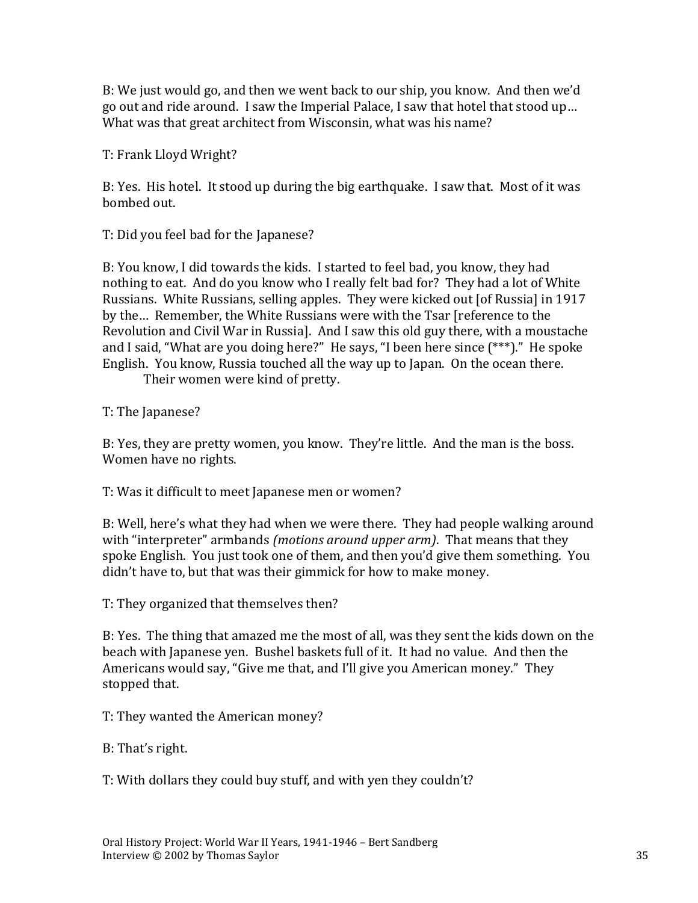B: We just would go, and then we went back to our ship, you know. And then we'd go out and ride around. I saw the Imperial Palace, I saw that hotel that stood up… What was that great architect from Wisconsin, what was his name?

T: Frank Lloyd Wright?

B: Yes. His hotel. It stood up during the big earthquake. I saw that. Most of it was bombed out.

T: Did you feel bad for the Japanese?

B: You know, I did towards the kids. I started to feel bad, you know, they had nothing to eat. And do you know who I really felt bad for? They had a lot of White Russians. White Russians, selling apples. They were kicked out [of Russia] in 1917 by the… Remember, the White Russians were with the Tsar [reference to the Revolution and Civil War in Russia]. And I saw this old guy there, with a moustache and I said, "What are you doing here?" He says, "I been here since (***)." He spoke English. You know, Russia touched all the way up to Japan. On the ocean there.

Their women were kind of pretty.

T: The Japanese?

B: Yes, they are pretty women, you know. They're little. And the man is the boss. Women have no rights.

T: Was it difficult to meet Japanese men or women?

B: Well, here's what they had when we were there. They had people walking around with "interpreter" armbands *(motions around upper arm)*. That means that they spoke English. You just took one of them, and then you'd give them something. You didn't have to, but that was their gimmick for how to make money.

T: They organized that themselves then?

B: Yes. The thing that amazed me the most of all, was they sent the kids down on the beach with Japanese yen. Bushel baskets full of it. It had no value. And then the Americans would say, "Give me that, and I'll give you American money." They stopped that.

T: They wanted the American money?

B: That's right.

T: With dollars they could buy stuff, and with yen they couldn't?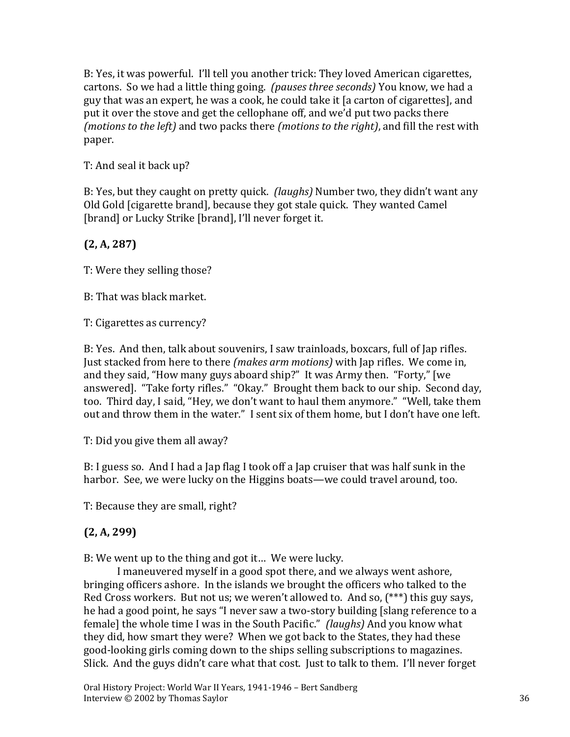B: Yes, it was powerful. I'll tell you another trick: They loved American cigarettes, cartons. So we had a little thing going. *(pauses three seconds)* You know, we had a guy that was an expert, he was a cook, he could take it [a carton of cigarettes], and put it over the stove and get the cellophane off, and we'd put two packs there *(motions to the left)* and two packs there *(motions to the right)*, and fill the rest with paper.

T: And seal it back up?

B: Yes, but they caught on pretty quick. *(laughs)* Number two, they didn't want any Old Gold [cigarette brand], because they got stale quick. They wanted Camel [brand] or Lucky Strike [brand], I'll never forget it.

**(2, A, 287)**

T: Were they selling those?

B: That was black market.

T: Cigarettes as currency?

B: Yes. And then, talk about souvenirs, I saw trainloads, boxcars, full of Jap rifles. Just stacked from here to there *(makes arm motions)* with Jap rifles. We come in, and they said, "How many guys aboard ship?" It was Army then. "Forty," [we answered]. "Take forty rifles." "Okay." Brought them back to our ship. Second day, too. Third day, I said, "Hey, we don't want to haul them anymore." "Well, take them out and throw them in the water." I sent six of them home, but I don't have one left.

T: Did you give them all away?

B: I guess so. And I had a Jap flag I took off a Jap cruiser that was half sunk in the harbor. See, we were lucky on the Higgins boats—we could travel around, too.

T: Because they are small, right?

**(2, A, 299)**

B: We went up to the thing and got it… We were lucky.

I maneuvered myself in a good spot there, and we always went ashore, bringing officers ashore. In the islands we brought the officers who talked to the Red Cross workers. But not us; we weren't allowed to. And so, (***) this guy says, he had a good point, he says "I never saw a two-story building [slang reference to a female] the whole time I was in the South Pacific." *(laughs)* And you know what they did, how smart they were? When we got back to the States, they had these good-looking girls coming down to the ships selling subscriptions to magazines. Slick. And the guys didn't care what that cost. Just to talk to them. I'll never forget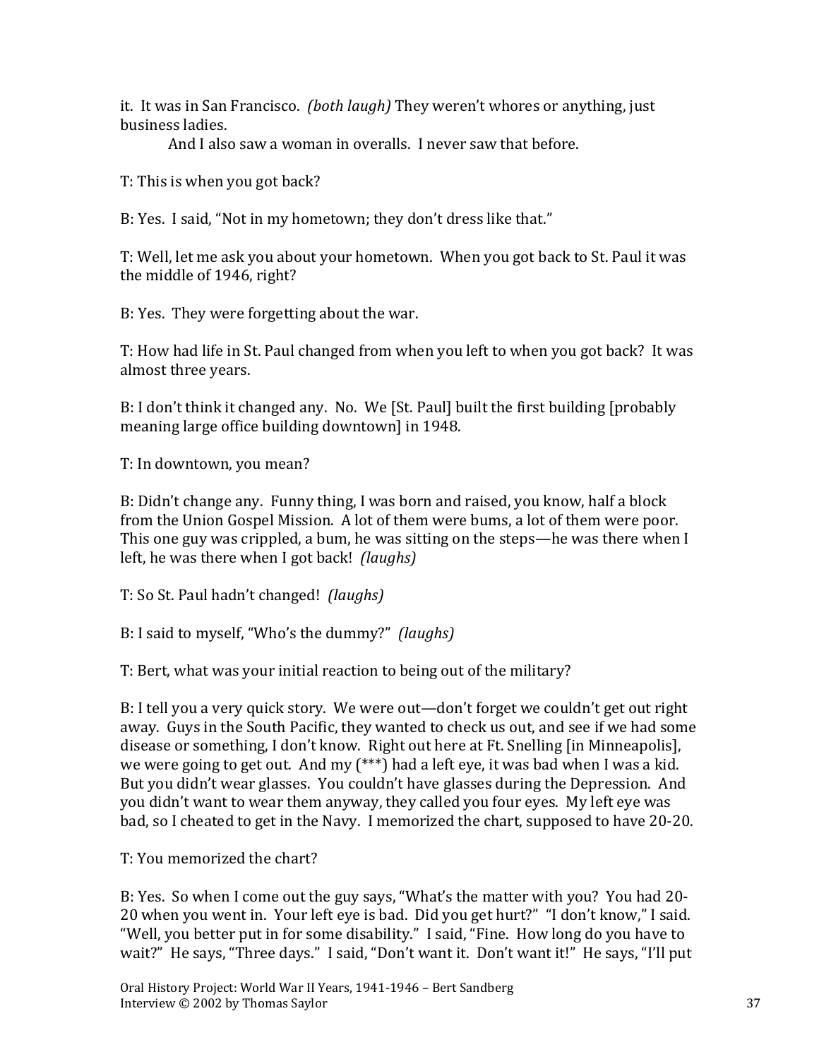it. It was in San Francisco. *(both laugh)* They weren't whores or anything, just business ladies.

And I also saw a woman in overalls. I never saw that before.

T: This is when you got back?

B: Yes. I said, "Not in my hometown; they don't dress like that."

T: Well, let me ask you about your hometown. When you got back to St. Paul it was the middle of 1946, right?

B: Yes. They were forgetting about the war.

T: How had life in St. Paul changed from when you left to when you got back? It was almost three years.

B: I don't think it changed any. No. We [St. Paul] built the first building [probably meaning large office building downtown] in 1948.

T: In downtown, you mean?

B: Didn't change any. Funny thing, I was born and raised, you know, half a block from the Union Gospel Mission. A lot of them were bums, a lot of them were poor. This one guy was crippled, a bum, he was sitting on the steps—he was there when I left, he was there when I got back! *(laughs)*

T: So St. Paul hadn't changed! *(laughs)*

B: I said to myself, "Who's the dummy?" *(laughs)*

T: Bert, what was your initial reaction to being out of the military?

B: I tell you a very quick story. We were out—don't forget we couldn't get out right away. Guys in the South Pacific, they wanted to check us out, and see if we had some disease or something, I don't know. Right out here at Ft. Snelling [in Minneapolis], we were going to get out. And my (***) had a left eye, it was bad when I was a kid. But you didn't wear glasses. You couldn't have glasses during the Depression. And you didn't want to wear them anyway, they called you four eyes. My left eye was bad, so I cheated to get in the Navy. I memorized the chart, supposed to have 20-20.

T: You memorized the chart?

B: Yes. So when I come out the guy says, "What's the matter with you? You had 20-20 when you went in. Your left eye is bad. Did you get hurt?" "I don't know," I said. "Well, you better put in for some disability." I said, "Fine. How long do you have to wait?" He says, "Three days." I said, "Don't want it. Don't want it!" He says, "I'll put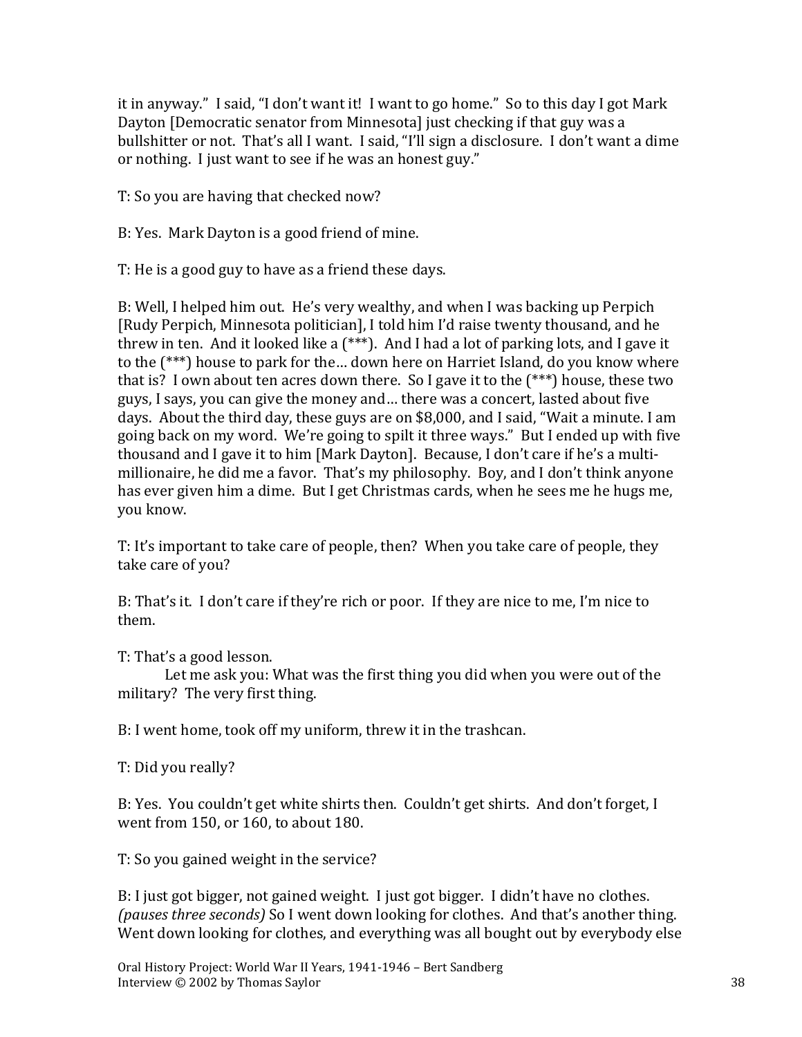it in anyway." I said, "I don't want it! I want to go home." So to this day I got Mark Dayton [Democratic senator from Minnesota] just checking if that guy was a bullshitter or not. That's all I want. I said, "I'll sign a disclosure. I don't want a dime or nothing. I just want to see if he was an honest guy."

T: So you are having that checked now?

B: Yes. Mark Dayton is a good friend of mine.

T: He is a good guy to have as a friend these days.

B: Well, I helped him out. He's very wealthy, and when I was backing up Perpich [Rudy Perpich, Minnesota politician], I told him I'd raise twenty thousand, and he threw in ten. And it looked like a (***). And I had a lot of parking lots, and I gave it to the (***) house to park for the… down here on Harriet Island, do you know where that is? I own about ten acres down there. So I gave it to the (***) house, these two guys, I says, you can give the money and… there was a concert, lasted about five days. About the third day, these guys are on $8,000, and I said, "Wait a minute. I am going back on my word. We're going to spilt it three ways." But I ended up with five thousand and I gave it to him [Mark Dayton]. Because, I don't care if he's a multi-millionaire, he did me a favor. That's my philosophy. Boy, and I don't think anyone has ever given him a dime. But I get Christmas cards, when he sees me he hugs me, you know.

T: It's important to take care of people, then? When you take care of people, they take care of you?

B: That's it. I don't care if they're rich or poor. If they are nice to me, I'm nice to them.

T: That's a good lesson.
Let me ask you: What was the first thing you did when you were out of the military? The very first thing.

B: I went home, took off my uniform, threw it in the trashcan.

T: Did you really?

B: Yes. You couldn't get white shirts then. Couldn't get shirts. And don't forget, I went from 150, or 160, to about 180.

T: So you gained weight in the service?

B: I just got bigger, not gained weight. I just got bigger. I didn't have no clothes. *(pauses three seconds)* So I went down looking for clothes. And that's another thing. Went down looking for clothes, and everything was all bought out by everybody else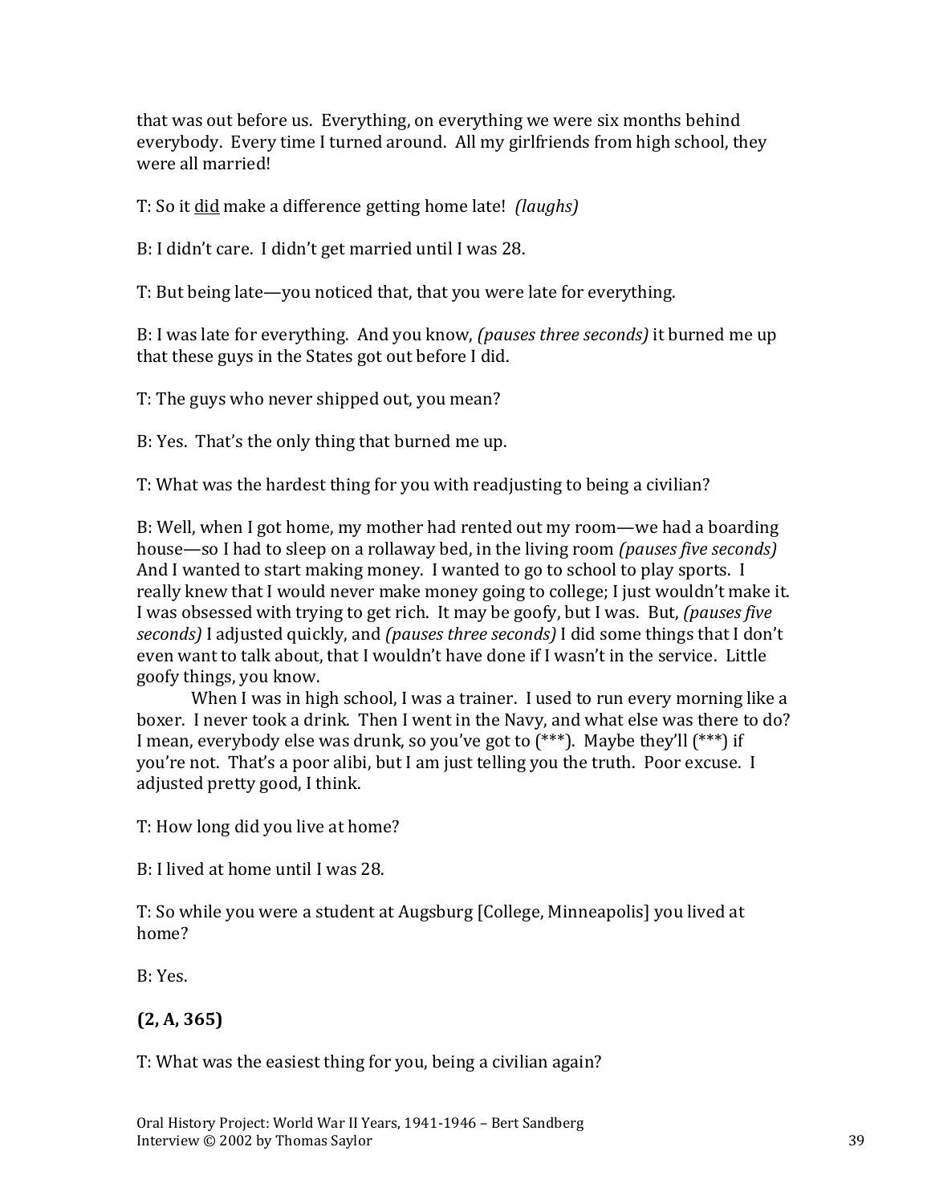that was out before us. Everything, on everything we were six months behind everybody. Every time I turned around. All my girlfriends from high school, they were all married!

T: So it <u>did</u> make a difference getting home late! *(laughs)*

B: I didn't care. I didn't get married until I was 28.

T: But being late—you noticed that, that you were late for everything.

B: I was late for everything. And you know, *(pauses three seconds)* it burned me up that these guys in the States got out before I did.

T: The guys who never shipped out, you mean?

B: Yes. That's the only thing that burned me up.

T: What was the hardest thing for you with readjusting to being a civilian?

B: Well, when I got home, my mother had rented out my room—we had a boarding house—so I had to sleep on a rollaway bed, in the living room *(pauses five seconds)* And I wanted to start making money. I wanted to go to school to play sports. I really knew that I would never make money going to college; I just wouldn't make it. I was obsessed with trying to get rich. It may be goofy, but I was. But, *(pauses five seconds)* I adjusted quickly, and *(pauses three seconds)* I did some things that I don't even want to talk about, that I wouldn't have done if I wasn't in the service. Little goofy things, you know.

When I was in high school, I was a trainer. I used to run every morning like a boxer. I never took a drink. Then I went in the Navy, and what else was there to do? I mean, everybody else was drunk, so you've got to (***). Maybe they'll (***) if you're not. That's a poor alibi, but I am just telling you the truth. Poor excuse. I adjusted pretty good, I think.

T: How long did you live at home?

B: I lived at home until I was 28.

T: So while you were a student at Augsburg [College, Minneapolis] you lived at home?

B: Yes.

**(2, A, 365)**

T: What was the easiest thing for you, being a civilian again?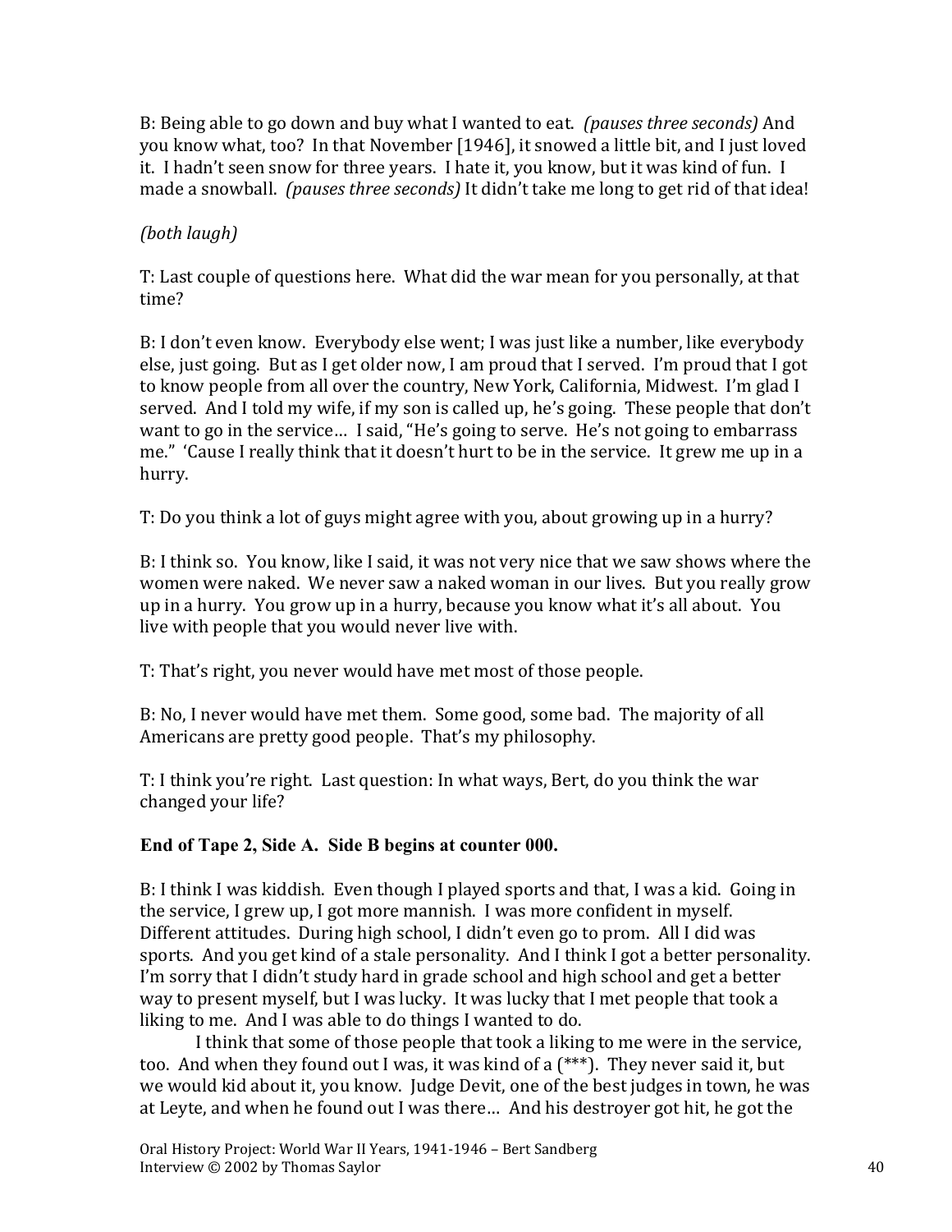B: Being able to go down and buy what I wanted to eat. *(pauses three seconds)* And you know what, too? In that November [1946], it snowed a little bit, and I just loved it. I hadn't seen snow for three years. I hate it, you know, but it was kind of fun. I made a snowball. *(pauses three seconds)* It didn't take me long to get rid of that idea!

*(both laugh)*

T: Last couple of questions here. What did the war mean for you personally, at that time?

B: I don't even know. Everybody else went; I was just like a number, like everybody else, just going. But as I get older now, I am proud that I served. I'm proud that I got to know people from all over the country, New York, California, Midwest. I'm glad I served. And I told my wife, if my son is called up, he's going. These people that don't want to go in the service… I said, "He's going to serve. He's not going to embarrass me." 'Cause I really think that it doesn't hurt to be in the service. It grew me up in a hurry.

T: Do you think a lot of guys might agree with you, about growing up in a hurry?

B: I think so. You know, like I said, it was not very nice that we saw shows where the women were naked. We never saw a naked woman in our lives. But you really grow up in a hurry. You grow up in a hurry, because you know what it's all about. You live with people that you would never live with.

T: That's right, you never would have met most of those people.

B: No, I never would have met them. Some good, some bad. The majority of all Americans are pretty good people. That's my philosophy.

T: I think you're right. Last question: In what ways, Bert, do you think the war changed your life?

**End of Tape 2, Side A. Side B begins at counter 000.**

B: I think I was kiddish. Even though I played sports and that, I was a kid. Going in the service, I grew up, I got more mannish. I was more confident in myself. Different attitudes. During high school, I didn't even go to prom. All I did was sports. And you get kind of a stale personality. And I think I got a better personality. I'm sorry that I didn't study hard in grade school and high school and get a better way to present myself, but I was lucky. It was lucky that I met people that took a liking to me. And I was able to do things I wanted to do.

I think that some of those people that took a liking to me were in the service, too. And when they found out I was, it was kind of a (***). They never said it, but we would kid about it, you know. Judge Devit, one of the best judges in town, he was at Leyte, and when he found out I was there… And his destroyer got hit, he got the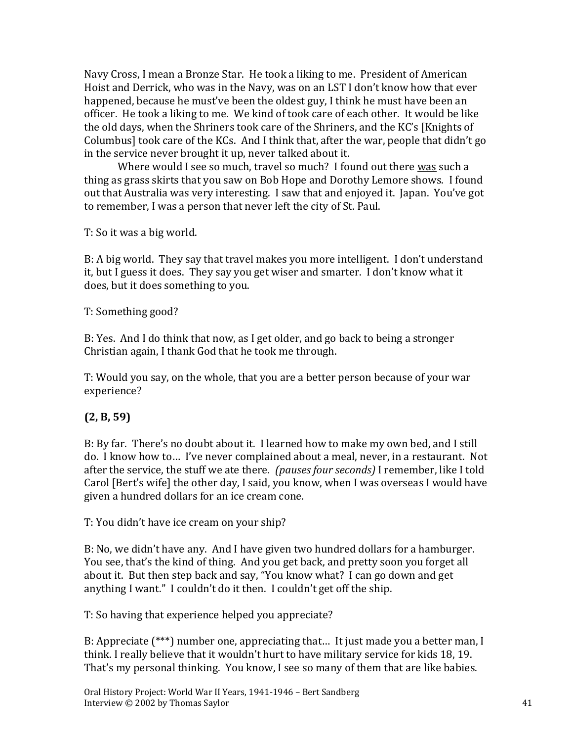Navy Cross, I mean a Bronze Star. He took a liking to me. President of American Hoist and Derrick, who was in the Navy, was on an LST I don't know how that ever happened, because he must've been the oldest guy, I think he must have been an officer. He took a liking to me. We kind of took care of each other. It would be like the old days, when the Shriners took care of the Shriners, and the KC's [Knights of Columbus] took care of the KCs. And I think that, after the war, people that didn't go in the service never brought it up, never talked about it.

Where would I see so much, travel so much? I found out there <u>was</u> such a thing as grass skirts that you saw on Bob Hope and Dorothy Lemore shows. I found out that Australia was very interesting. I saw that and enjoyed it. Japan. You've got to remember, I was a person that never left the city of St. Paul.

T: So it was a big world.

B: A big world. They say that travel makes you more intelligent. I don't understand it, but I guess it does. They say you get wiser and smarter. I don't know what it does, but it does something to you.

T: Something good?

B: Yes. And I do think that now, as I get older, and go back to being a stronger Christian again, I thank God that he took me through.

T: Would you say, on the whole, that you are a better person because of your war experience?

**(2, B, 59)**

B: By far. There's no doubt about it. I learned how to make my own bed, and I still do. I know how to… I've never complained about a meal, never, in a restaurant. Not after the service, the stuff we ate there. *(pauses four seconds)* I remember, like I told Carol [Bert's wife] the other day, I said, you know, when I was overseas I would have given a hundred dollars for an ice cream cone.

T: You didn't have ice cream on your ship?

B: No, we didn't have any. And I have given two hundred dollars for a hamburger. You see, that's the kind of thing. And you get back, and pretty soon you forget all about it. But then step back and say, "You know what? I can go down and get anything I want." I couldn't do it then. I couldn't get off the ship.

T: So having that experience helped you appreciate?

B: Appreciate (***) number one, appreciating that… It just made you a better man, I think. I really believe that it wouldn't hurt to have military service for kids 18, 19. That's my personal thinking. You know, I see so many of them that are like babies.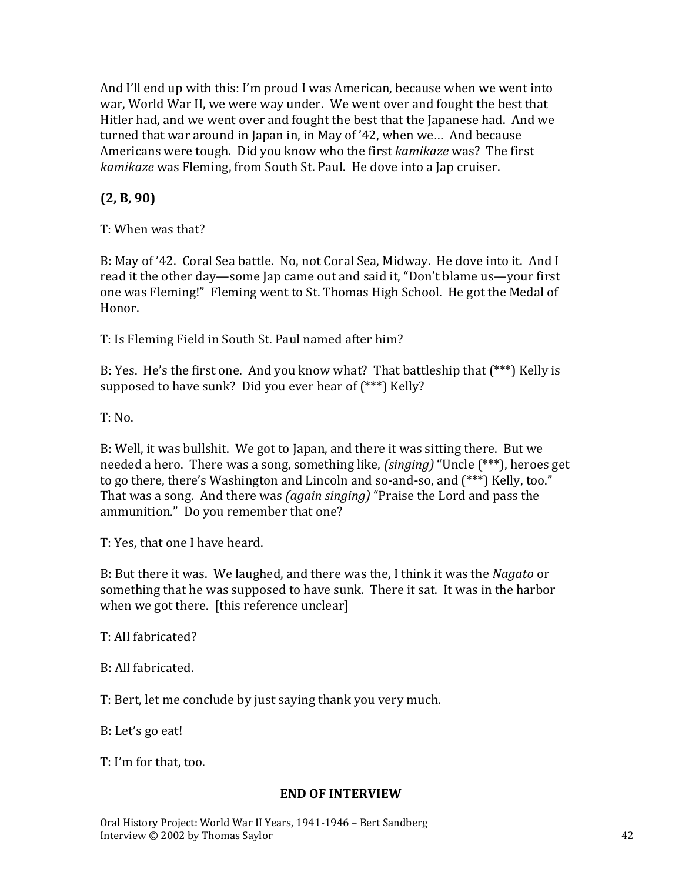And I'll end up with this: I'm proud I was American, because when we went into war, World War II, we were way under. We went over and fought the best that Hitler had, and we went over and fought the best that the Japanese had. And we turned that war around in Japan in, in May of '42, when we… And because Americans were tough. Did you know who the first *kamikaze* was? The first *kamikaze* was Fleming, from South St. Paul. He dove into a Jap cruiser.

**(2, B, 90)**

T: When was that?

B: May of '42. Coral Sea battle. No, not Coral Sea, Midway. He dove into it. And I read it the other day—some Jap came out and said it, "Don't blame us—your first one was Fleming!" Fleming went to St. Thomas High School. He got the Medal of Honor.

T: Is Fleming Field in South St. Paul named after him?

B: Yes. He's the first one. And you know what? That battleship that (***) Kelly is supposed to have sunk? Did you ever hear of (***) Kelly?

T: No.

B: Well, it was bullshit. We got to Japan, and there it was sitting there. But we needed a hero. There was a song, something like, *(singing)* "Uncle (***), heroes get to go there, there's Washington and Lincoln and so-and-so, and (***) Kelly, too." That was a song. And there was *(again singing)* "Praise the Lord and pass the ammunition." Do you remember that one?

T: Yes, that one I have heard.

B: But there it was. We laughed, and there was the, I think it was the *Nagato* or something that he was supposed to have sunk. There it sat. It was in the harbor when we got there. [this reference unclear]

T: All fabricated?

B: All fabricated.

T: Bert, let me conclude by just saying thank you very much.

B: Let's go eat!

T: I'm for that, too.

**END OF INTERVIEW**